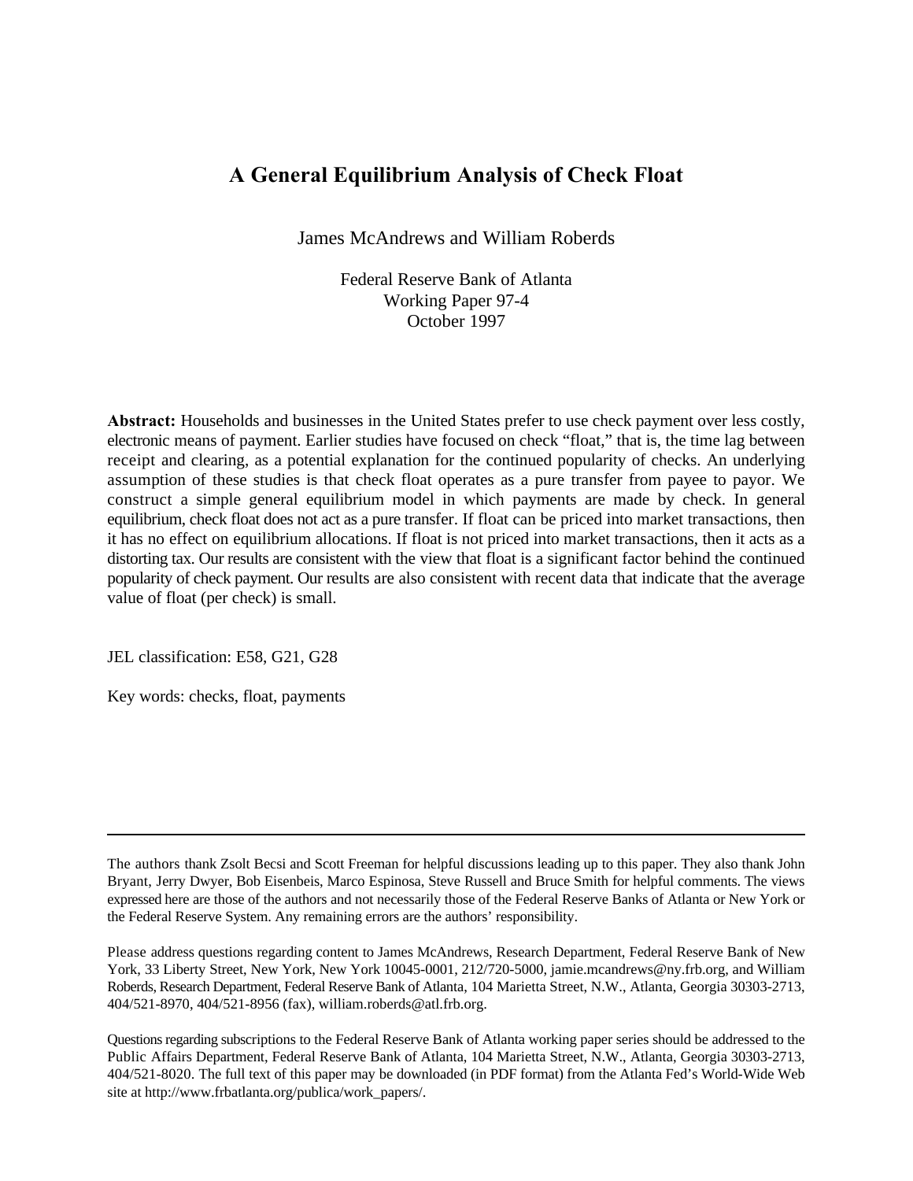# A General Equilibrium Analysis of Check Float

James McAndrews and William Roberds

Federal Reserve Bank of Atlanta
Working Paper 97-4
October 1997

**Abstract:** Households and businesses in the United States prefer to use check payment over less costly, electronic means of payment. Earlier studies have focused on check "float," that is, the time lag between receipt and clearing, as a potential explanation for the continued popularity of checks. An underlying assumption of these studies is that check float operates as a pure transfer from payee to payor. We construct a simple general equilibrium model in which payments are made by check. In general equilibrium, check float does not act as a pure transfer. If float can be priced into market transactions, then it has no effect on equilibrium allocations. If float is not priced into market transactions, then it acts as a distorting tax. Our results are consistent with the view that float is a significant factor behind the continued popularity of check payment. Our results are also consistent with recent data that indicate that the average value of float (per check) is small.

JEL classification: E58, G21, G28

Key words: checks, float, payments

---

The authors thank Zsolt Becsi and Scott Freeman for helpful discussions leading up to this paper. They also thank John Bryant, Jerry Dwyer, Bob Eisenbeis, Marco Espinosa, Steve Russell and Bruce Smith for helpful comments. The views expressed here are those of the authors and not necessarily those of the Federal Reserve Banks of Atlanta or New York or the Federal Reserve System. Any remaining errors are the authors' responsibility.

Please address questions regarding content to James McAndrews, Research Department, Federal Reserve Bank of New York, 33 Liberty Street, New York, New York 10045-0001, 212/720-5000, jamie.mcandrews@ny.frb.org, and William Roberds, Research Department, Federal Reserve Bank of Atlanta, 104 Marietta Street, N.W., Atlanta, Georgia 30303-2713, 404/521-8970, 404/521-8956 (fax), william.roberds@atl.frb.org.

Questions regarding subscriptions to the Federal Reserve Bank of Atlanta working paper series should be addressed to the Public Affairs Department, Federal Reserve Bank of Atlanta, 104 Marietta Street, N.W., Atlanta, Georgia 30303-2713, 404/521-8020. The full text of this paper may be downloaded (in PDF format) from the Atlanta Fed's World-Wide Web site at http://www.frbatlanta.org/publica/work_papers/.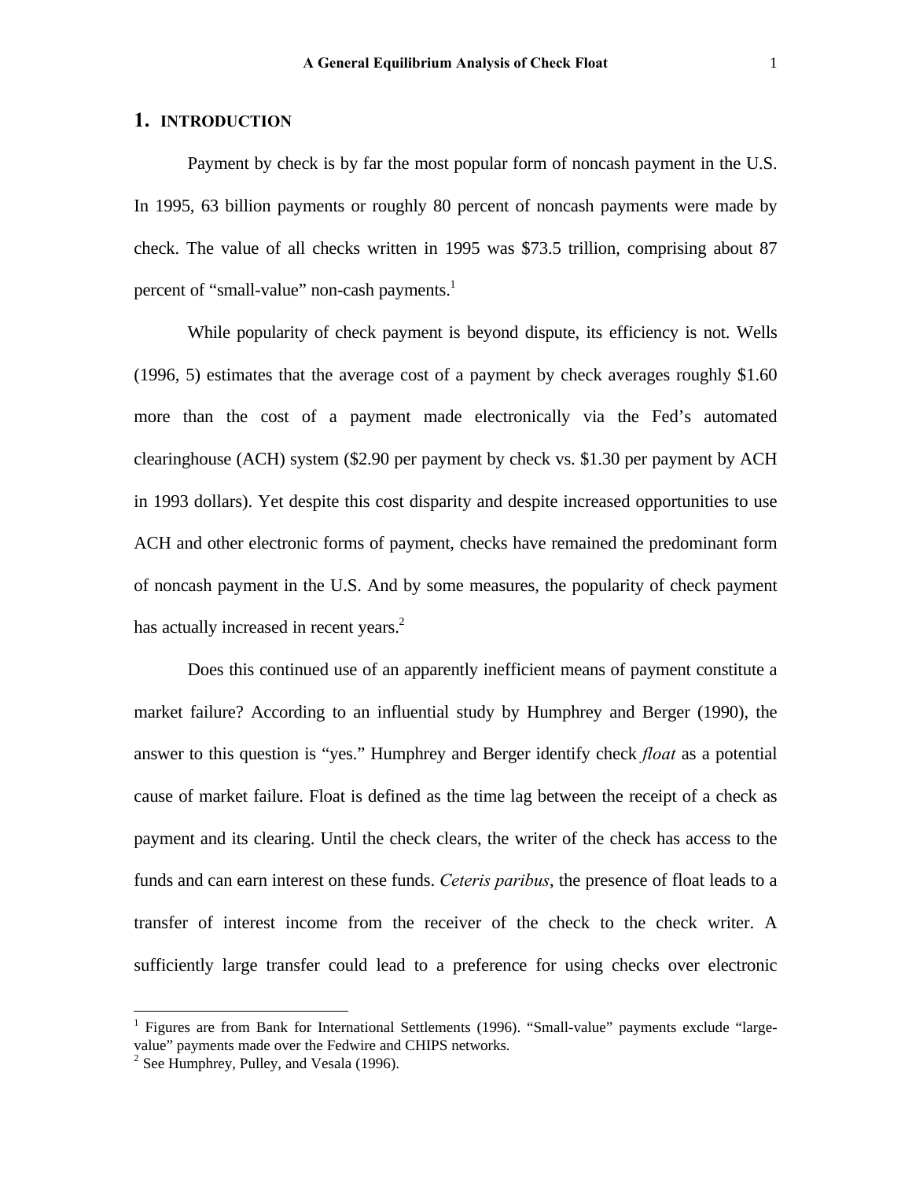## 1. INTRODUCTION

Payment by check is by far the most popular form of noncash payment in the U.S. In 1995, 63 billion payments or roughly 80 percent of noncash payments were made by check. The value of all checks written in 1995 was $73.5 trillion, comprising about 87 percent of "small-value" non-cash payments.[1]

While popularity of check payment is beyond dispute, its efficiency is not. Wells (1996, 5) estimates that the average cost of a payment by check averages roughly $1.60 more than the cost of a payment made electronically via the Fed's automated clearinghouse (ACH) system ($2.90 per payment by check vs. $1.30 per payment by ACH in 1993 dollars). Yet despite this cost disparity and despite increased opportunities to use ACH and other electronic forms of payment, checks have remained the predominant form of noncash payment in the U.S. And by some measures, the popularity of check payment has actually increased in recent years.[2]

Does this continued use of an apparently inefficient means of payment constitute a market failure? According to an influential study by Humphrey and Berger (1990), the answer to this question is "yes." Humphrey and Berger identify check *float* as a potential cause of market failure. Float is defined as the time lag between the receipt of a check as payment and its clearing. Until the check clears, the writer of the check has access to the funds and can earn interest on these funds. *Ceteris paribus*, the presence of float leads to a transfer of interest income from the receiver of the check to the check writer. A sufficiently large transfer could lead to a preference for using checks over electronic

[1] Figures are from Bank for International Settlements (1996). "Small-value" payments exclude "large-value" payments made over the Fedwire and CHIPS networks.

[2] See Humphrey, Pulley, and Vesala (1996).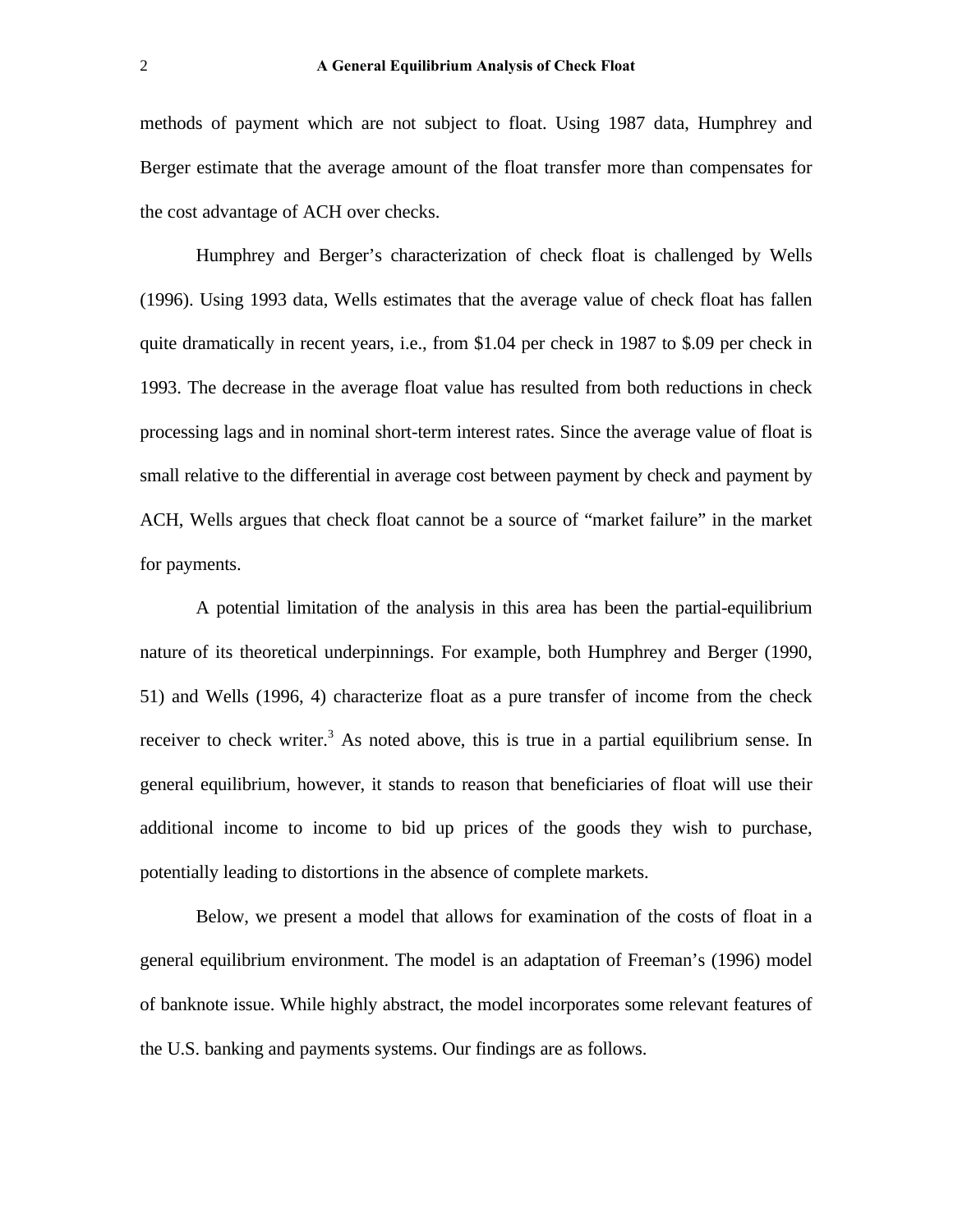methods of payment which are not subject to float. Using 1987 data, Humphrey and Berger estimate that the average amount of the float transfer more than compensates for the cost advantage of ACH over checks.

Humphrey and Berger's characterization of check float is challenged by Wells (1996). Using 1993 data, Wells estimates that the average value of check float has fallen quite dramatically in recent years, i.e., from $1.04 per check in 1987 to $.09 per check in 1993. The decrease in the average float value has resulted from both reductions in check processing lags and in nominal short-term interest rates. Since the average value of float is small relative to the differential in average cost between payment by check and payment by ACH, Wells argues that check float cannot be a source of "market failure" in the market for payments.

A potential limitation of the analysis in this area has been the partial-equilibrium nature of its theoretical underpinnings. For example, both Humphrey and Berger (1990, 51) and Wells (1996, 4) characterize float as a pure transfer of income from the check receiver to check writer.[3] As noted above, this is true in a partial equilibrium sense. In general equilibrium, however, it stands to reason that beneficiaries of float will use their additional income to income to bid up prices of the goods they wish to purchase, potentially leading to distortions in the absence of complete markets.

Below, we present a model that allows for examination of the costs of float in a general equilibrium environment. The model is an adaptation of Freeman's (1996) model of banknote issue. While highly abstract, the model incorporates some relevant features of the U.S. banking and payments systems. Our findings are as follows.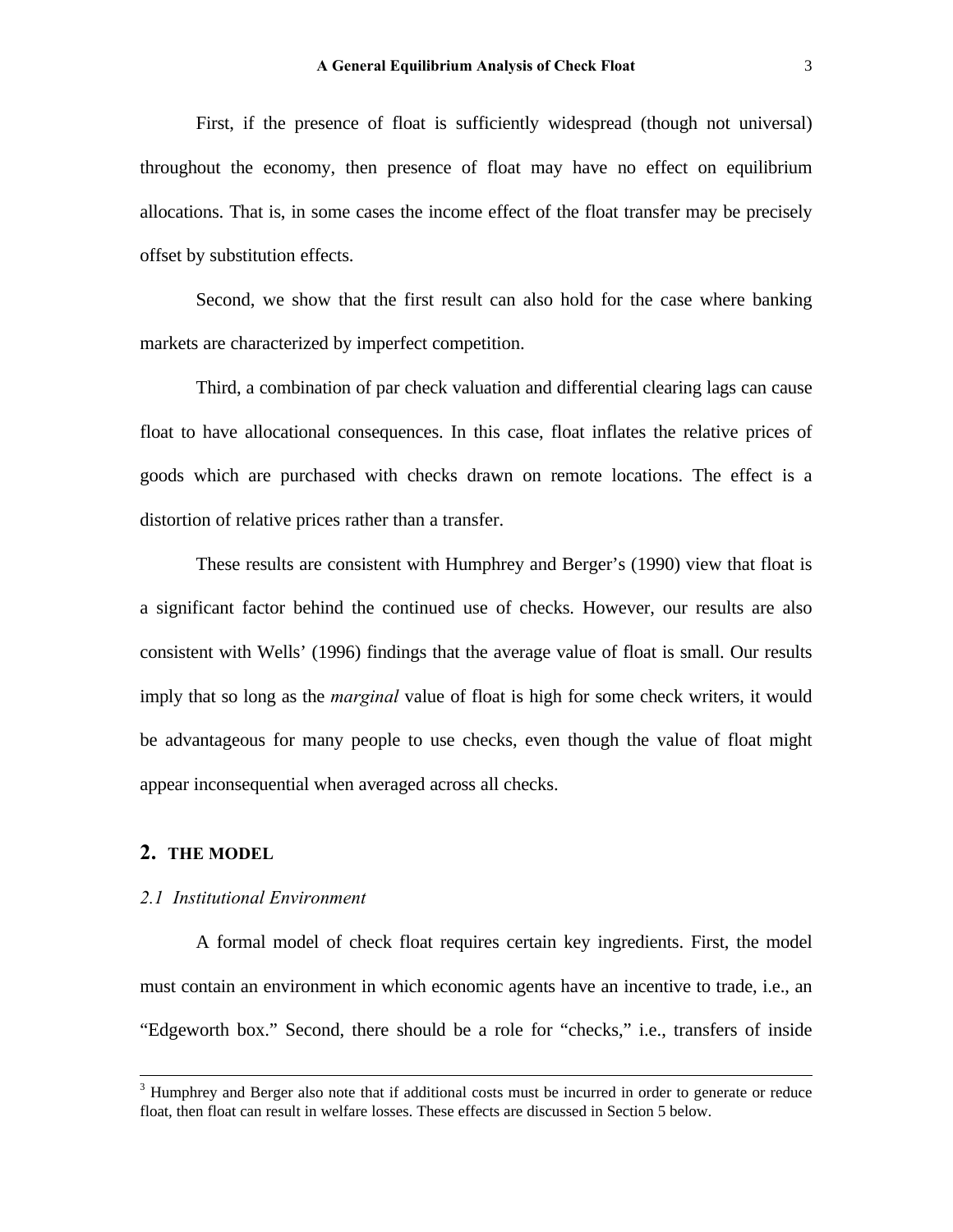First, if the presence of float is sufficiently widespread (though not universal) throughout the economy, then presence of float may have no effect on equilibrium allocations. That is, in some cases the income effect of the float transfer may be precisely offset by substitution effects.

Second, we show that the first result can also hold for the case where banking markets are characterized by imperfect competition.

Third, a combination of par check valuation and differential clearing lags can cause float to have allocational consequences. In this case, float inflates the relative prices of goods which are purchased with checks drawn on remote locations. The effect is a distortion of relative prices rather than a transfer.

These results are consistent with Humphrey and Berger's (1990) view that float is a significant factor behind the continued use of checks. However, our results are also consistent with Wells' (1996) findings that the average value of float is small. Our results imply that so long as the *marginal* value of float is high for some check writers, it would be advantageous for many people to use checks, even though the value of float might appear inconsequential when averaged across all checks.

## 2. THE MODEL

### *2.1 Institutional Environment*

A formal model of check float requires certain key ingredients. First, the model must contain an environment in which economic agents have an incentive to trade, i.e., an "Edgeworth box." Second, there should be a role for "checks," i.e., transfers of inside

---

[3] Humphrey and Berger also note that if additional costs must be incurred in order to generate or reduce float, then float can result in welfare losses. These effects are discussed in Section 5 below.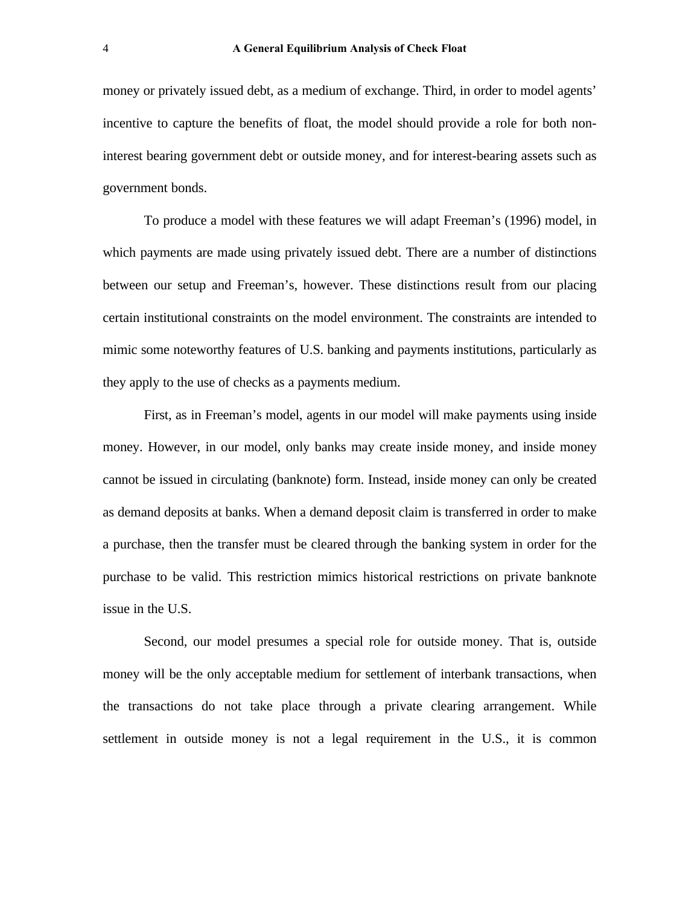money or privately issued debt, as a medium of exchange. Third, in order to model agents' incentive to capture the benefits of float, the model should provide a role for both non-interest bearing government debt or outside money, and for interest-bearing assets such as government bonds.

To produce a model with these features we will adapt Freeman's (1996) model, in which payments are made using privately issued debt. There are a number of distinctions between our setup and Freeman's, however. These distinctions result from our placing certain institutional constraints on the model environment. The constraints are intended to mimic some noteworthy features of U.S. banking and payments institutions, particularly as they apply to the use of checks as a payments medium.

First, as in Freeman's model, agents in our model will make payments using inside money. However, in our model, only banks may create inside money, and inside money cannot be issued in circulating (banknote) form. Instead, inside money can only be created as demand deposits at banks. When a demand deposit claim is transferred in order to make a purchase, then the transfer must be cleared through the banking system in order for the purchase to be valid. This restriction mimics historical restrictions on private banknote issue in the U.S.

Second, our model presumes a special role for outside money. That is, outside money will be the only acceptable medium for settlement of interbank transactions, when the transactions do not take place through a private clearing arrangement. While settlement in outside money is not a legal requirement in the U.S., it is common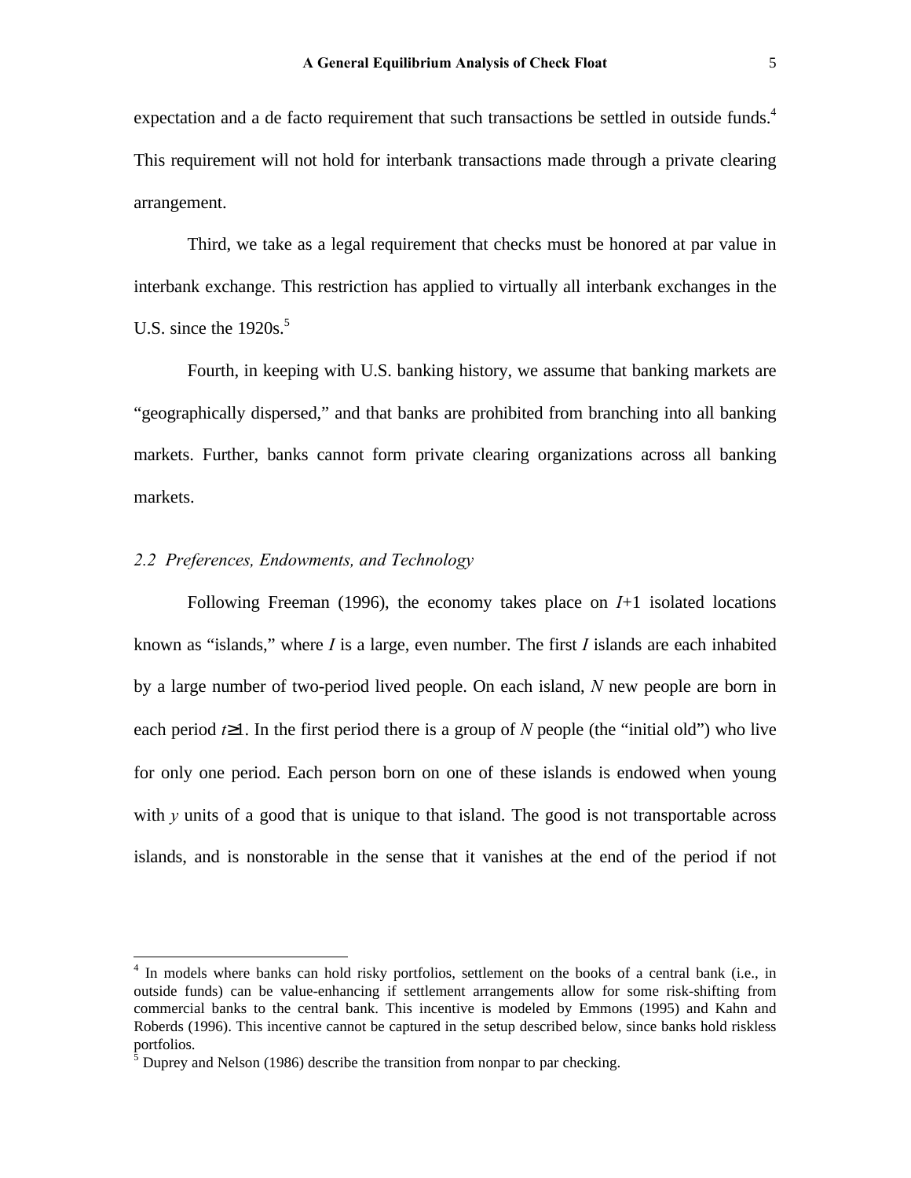expectation and a de facto requirement that such transactions be settled in outside funds.[4] This requirement will not hold for interbank transactions made through a private clearing arrangement.

Third, we take as a legal requirement that checks must be honored at par value in interbank exchange. This restriction has applied to virtually all interbank exchanges in the U.S. since the 1920s.[5]

Fourth, in keeping with U.S. banking history, we assume that banking markets are "geographically dispersed," and that banks are prohibited from branching into all banking markets. Further, banks cannot form private clearing organizations across all banking markets.

### *2.2 Preferences, Endowments, and Technology*

Following Freeman (1996), the economy takes place on $I$+1 isolated locations known as "islands," where $I$ is a large, even number. The first $I$ islands are each inhabited by a large number of two-period lived people. On each island, $N$ new people are born in each period $t \geq 1$. In the first period there is a group of $N$ people (the "initial old") who live for only one period. Each person born on one of these islands is endowed when young with $y$ units of a good that is unique to that island. The good is not transportable across islands, and is nonstorable in the sense that it vanishes at the end of the period if not

---

[4] In models where banks can hold risky portfolios, settlement on the books of a central bank (i.e., in outside funds) can be value-enhancing if settlement arrangements allow for some risk-shifting from commercial banks to the central bank. This incentive is modeled by Emmons (1995) and Kahn and Roberts (1996). This incentive cannot be captured in the setup described below, since banks hold riskless portfolios.

[5] Duprey and Nelson (1986) describe the transition from nonpar to par checking.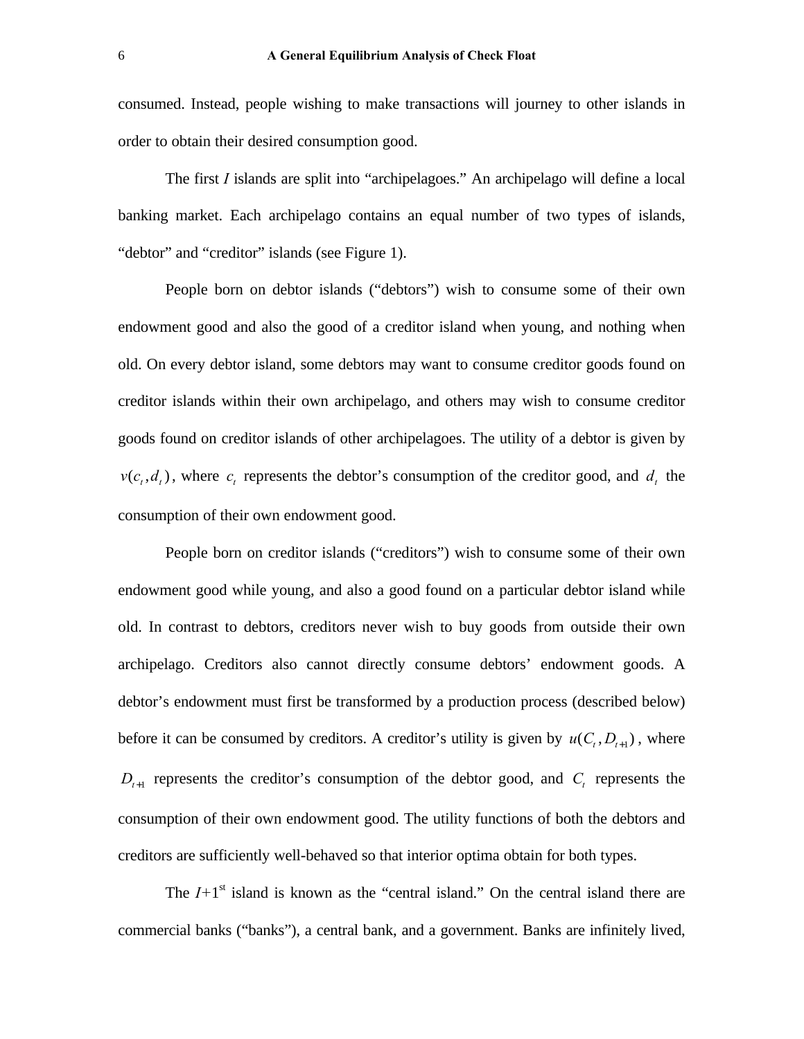consumed. Instead, people wishing to make transactions will journey to other islands in order to obtain their desired consumption good.

The first $I$ islands are split into "archipelagoes." An archipelago will define a local banking market. Each archipelago contains an equal number of two types of islands, "debtor" and "creditor" islands (see Figure 1).

People born on debtor islands ("debtors") wish to consume some of their own endowment good and also the good of a creditor island when young, and nothing when old. On every debtor island, some debtors may want to consume creditor goods found on creditor islands within their own archipelago, and others may wish to consume creditor goods found on creditor islands of other archipelagoes. The utility of a debtor is given by $v(c_t, d_t)$, where $c_t$ represents the debtor's consumption of the creditor good, and $d_t$ the consumption of their own endowment good.

People born on creditor islands ("creditors") wish to consume some of their own endowment good while young, and also a good found on a particular debtor island while old. In contrast to debtors, creditors never wish to buy goods from outside their own archipelago. Creditors also cannot directly consume debtors' endowment goods. A debtor's endowment must first be transformed by a production process (described below) before it can be consumed by creditors. A creditor's utility is given by $u(C_t, D_{t+1})$, where $D_{t+1}$ represents the creditor's consumption of the debtor good, and $C_t$ represents the consumption of their own endowment good. The utility functions of both the debtors and creditors are sufficiently well-behaved so that interior optima obtain for both types.

The $I$+1[st] island is known as the "central island." On the central island there are commercial banks ("banks"), a central bank, and a government. Banks are infinitely lived,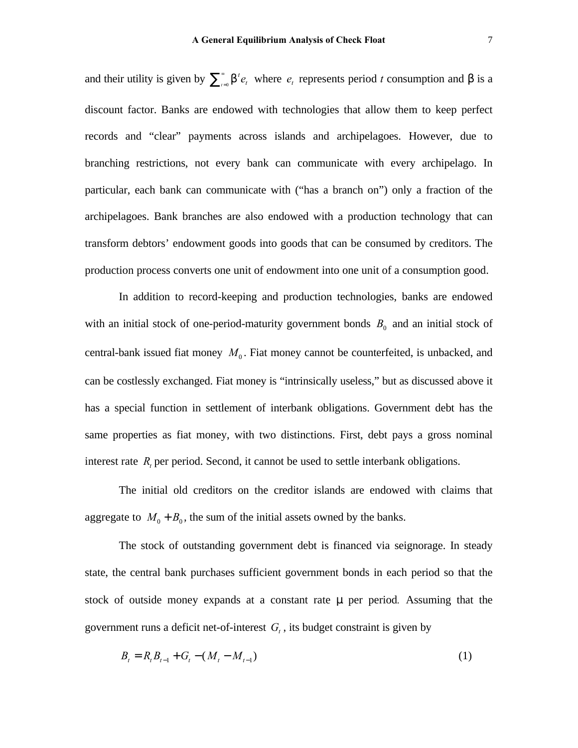and their utility is given by $\sum_{t=0}^{\infty} \beta^t e_t$ where $e_t$ represents period $t$ consumption and $\beta$ is a discount factor. Banks are endowed with technologies that allow them to keep perfect records and "clear" payments across islands and archipelagoes. However, due to branching restrictions, not every bank can communicate with every archipelago. In particular, each bank can communicate with ("has a branch on") only a fraction of the archipelagoes. Bank branches are also endowed with a production technology that can transform debtors' endowment goods into goods that can be consumed by creditors. The production process converts one unit of endowment into one unit of a consumption good.

In addition to record-keeping and production technologies, banks are endowed with an initial stock of one-period-maturity government bonds $B_0$ and an initial stock of central-bank issued fiat money $M_0$. Fiat money cannot be counterfeited, is unbacked, and can be costlessly exchanged. Fiat money is "intrinsically useless," but as discussed above it has a special function in settlement of interbank obligations. Government debt has the same properties as fiat money, with two distinctions. First, debt pays a gross nominal interest rate $R_t$ per period. Second, it cannot be used to settle interbank obligations.

The initial old creditors on the creditor islands are endowed with claims that aggregate to $M_0 + B_0$, the sum of the initial assets owned by the banks.

The stock of outstanding government debt is financed via seignorage. In steady state, the central bank purchases sufficient government bonds in each period so that the stock of outside money expands at a constant rate $\mu$ per period. Assuming that the government runs a deficit net-of-interest $G_t$, its budget constraint is given by

$$B_t = R_t B_{t-1} + G_t - (M_t - M_{t-1}) \tag{1}$$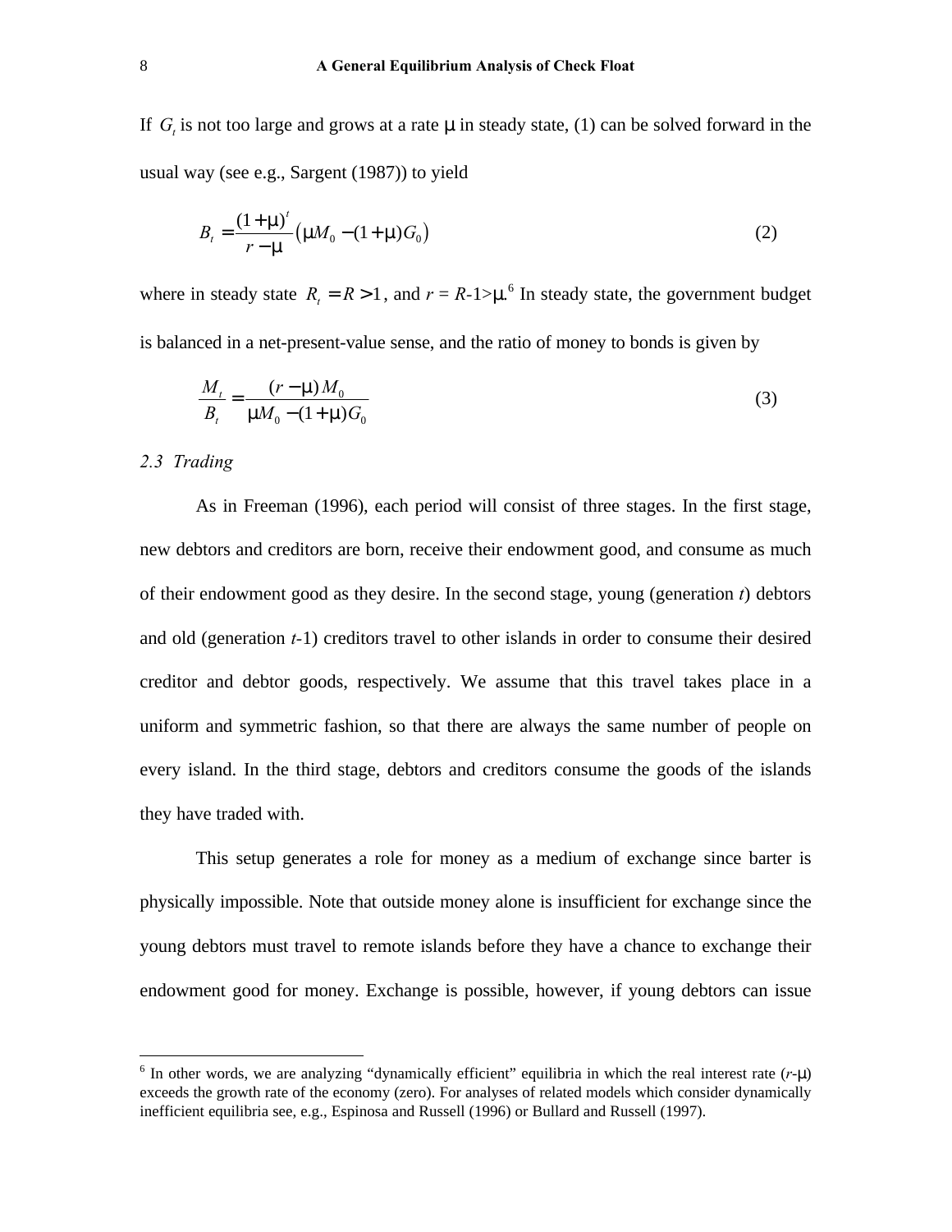If $G_t$ is not too large and grows at a rate $\mu$ in steady state, (1) can be solved forward in the usual way (see e.g., Sargent (1987)) to yield

$$B_t = \frac{(1+\mu)^t}{r-\mu}\left(\mu M_0 - (1+\mu)G_0\right) \tag{2}$$

where in steady state $R_t = R > 1$, and $r = R$-1>$\mu$.[6] In steady state, the government budget is balanced in a net-present-value sense, and the ratio of money to bonds is given by

$$\frac{M_t}{B_t} = \frac{(r-\mu)M_0}{\mu M_0 - (1+\mu)G_0} \tag{3}$$

### *2.3 Trading*

As in Freeman (1996), each period will consist of three stages. In the first stage, new debtors and creditors are born, receive their endowment good, and consume as much of their endowment good as they desire. In the second stage, young (generation *t*) debtors and old (generation *t*-1) creditors travel to other islands in order to consume their desired creditor and debtor goods, respectively. We assume that this travel takes place in a uniform and symmetric fashion, so that there are always the same number of people on every island. In the third stage, debtors and creditors consume the goods of the islands they have traded with.

This setup generates a role for money as a medium of exchange since barter is physically impossible. Note that outside money alone is insufficient for exchange since the young debtors must travel to remote islands before they have a chance to exchange their endowment good for money. Exchange is possible, however, if young debtors can issue

---

[6] In other words, we are analyzing "dynamically efficient" equilibria in which the real interest rate ($r$-$\mu$) exceeds the growth rate of the economy (zero). For analyses of related models which consider dynamically inefficient equilibria see, e.g., Espinosa and Russell (1996) or Bullard and Russell (1997).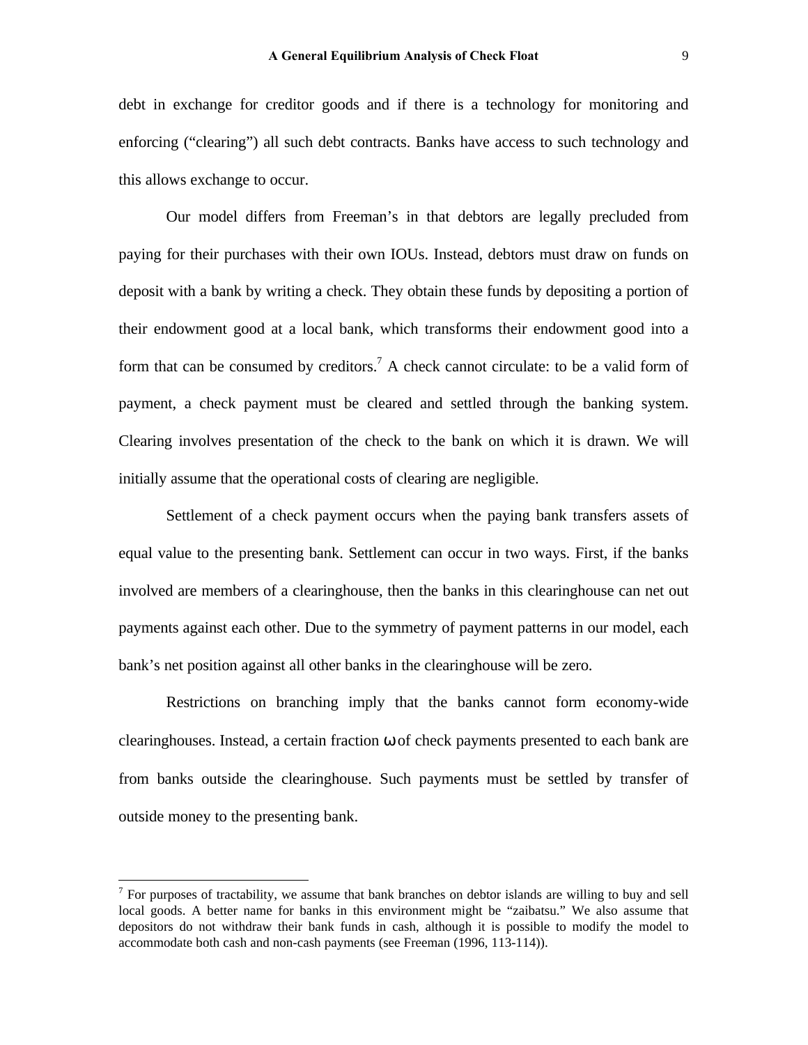debt in exchange for creditor goods and if there is a technology for monitoring and enforcing ("clearing") all such debt contracts. Banks have access to such technology and this allows exchange to occur.

Our model differs from Freeman's in that debtors are legally precluded from paying for their purchases with their own IOUs. Instead, debtors must draw on funds on deposit with a bank by writing a check. They obtain these funds by depositing a portion of their endowment good at a local bank, which transforms their endowment good into a form that can be consumed by creditors.[7] A check cannot circulate: to be a valid form of payment, a check payment must be cleared and settled through the banking system. Clearing involves presentation of the check to the bank on which it is drawn. We will initially assume that the operational costs of clearing are negligible.

Settlement of a check payment occurs when the paying bank transfers assets of equal value to the presenting bank. Settlement can occur in two ways. First, if the banks involved are members of a clearinghouse, then the banks in this clearinghouse can net out payments against each other. Due to the symmetry of payment patterns in our model, each bank's net position against all other banks in the clearinghouse will be zero.

Restrictions on branching imply that the banks cannot form economy-wide clearinghouses. Instead, a certain fraction $\omega$ of check payments presented to each bank are from banks outside the clearinghouse. Such payments must be settled by transfer of outside money to the presenting bank.

---

[7] For purposes of tractability, we assume that bank branches on debtor islands are willing to buy and sell local goods. A better name for banks in this environment might be "zaibatsu." We also assume that depositors do not withdraw their bank funds in cash, although it is possible to modify the model to accommodate both cash and non-cash payments (see Freeman (1996, 113-114)).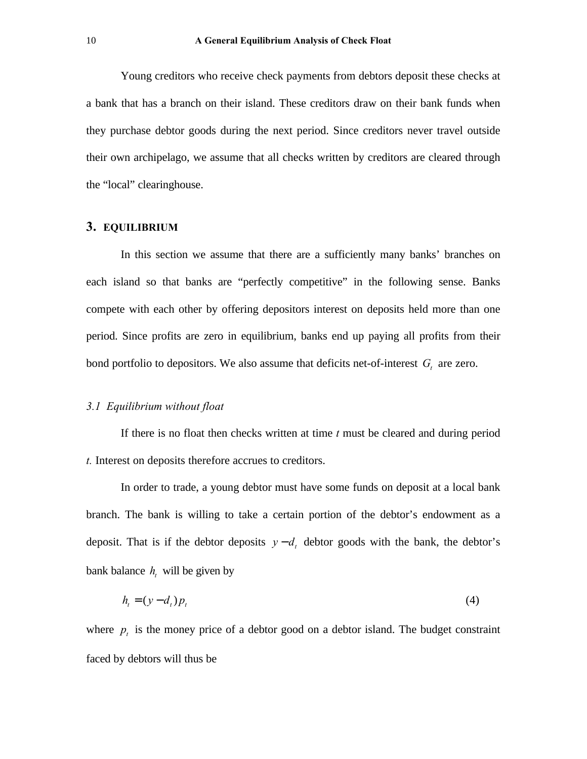Young creditors who receive check payments from debtors deposit these checks at a bank that has a branch on their island. These creditors draw on their bank funds when they purchase debtor goods during the next period. Since creditors never travel outside their own archipelago, we assume that all checks written by creditors are cleared through the "local" clearinghouse.

## 3. EQUILIBRIUM

In this section we assume that there are a sufficiently many banks' branches on each island so that banks are "perfectly competitive" in the following sense. Banks compete with each other by offering depositors interest on deposits held more than one period. Since profits are zero in equilibrium, banks end up paying all profits from their bond portfolio to depositors. We also assume that deficits net-of-interest $G_t$ are zero.

### *3.1 Equilibrium without float*

If there is no float then checks written at time *t* must be cleared and during period *t.* Interest on deposits therefore accrues to creditors.

In order to trade, a young debtor must have some funds on deposit at a local bank branch. The bank is willing to take a certain portion of the debtor's endowment as a deposit. That is if the debtor deposits $y - d_t$ debtor goods with the bank, the debtor's bank balance $h_t$ will be given by

$$h_t = (y - d_t) p_t \tag{4}$$

where $p_t$ is the money price of a debtor good on a debtor island. The budget constraint faced by debtors will thus be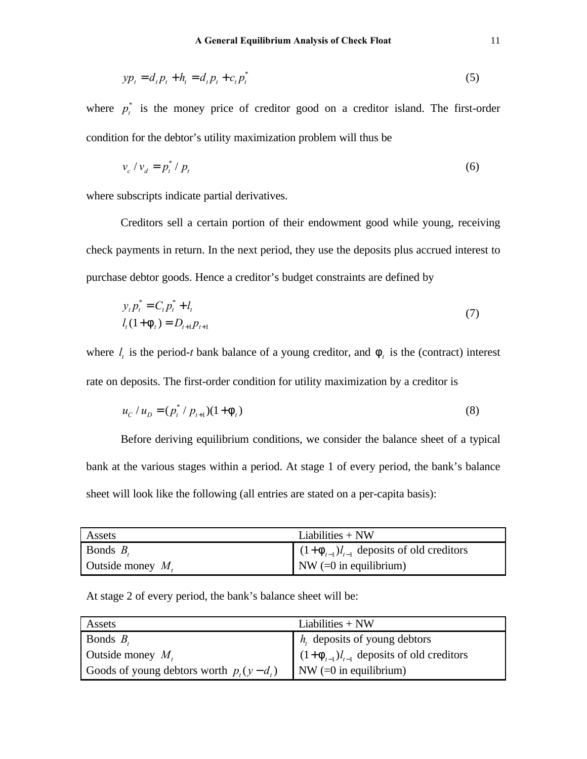$$yp_t = d_t p_t + h_t = d_t p_t + c_t p_t^* \tag{5}$$

where $p_t^*$ is the money price of creditor good on a creditor island. The first-order condition for the debtor's utility maximization problem will thus be

$$v_c / v_d = p_t^* / p_t \tag{6}$$

where subscripts indicate partial derivatives.

Creditors sell a certain portion of their endowment good while young, receiving check payments in return. In the next period, they use the deposits plus accrued interest to purchase debtor goods. Hence a creditor's budget constraints are defined by

$$\begin{aligned} y_t p_t^* &= C_t p_t^* + l_t \\ l_t(1+\phi_t) &= D_{t+1} p_{t+1} \end{aligned} \tag{7}$$

where $l_t$ is the period-*t* bank balance of a young creditor, and $\phi_t$ is the (contract) interest rate on deposits. The first-order condition for utility maximization by a creditor is

$$u_C / u_D = (p_t^* / p_{t+1})(1+\phi_t) \tag{8}$$

Before deriving equilibrium conditions, we consider the balance sheet of a typical bank at the various stages within a period. At stage 1 of every period, the bank's balance sheet will look like the following (all entries are stated on a per-capita basis):

| Assets | Liabilities + NW |
|---|---|
| Bonds $B_t$ | $(1+\phi_{t-1})l_{t-1}$ deposits of old creditors |
| Outside money $M_t$ | NW (=0 in equilibrium) |

At stage 2 of every period, the bank's balance sheet will be:

| Assets | Liabilities + NW |
|---|---|
| Bonds $B_t$ | $h_t$ deposits of young debtors |
| Outside money $M_t$ | $(1+\phi_{t-1})l_{t-1}$ deposits of old creditors |
| Goods of young debtors worth $p_t(y-d_t)$ | NW (=0 in equilibrium) |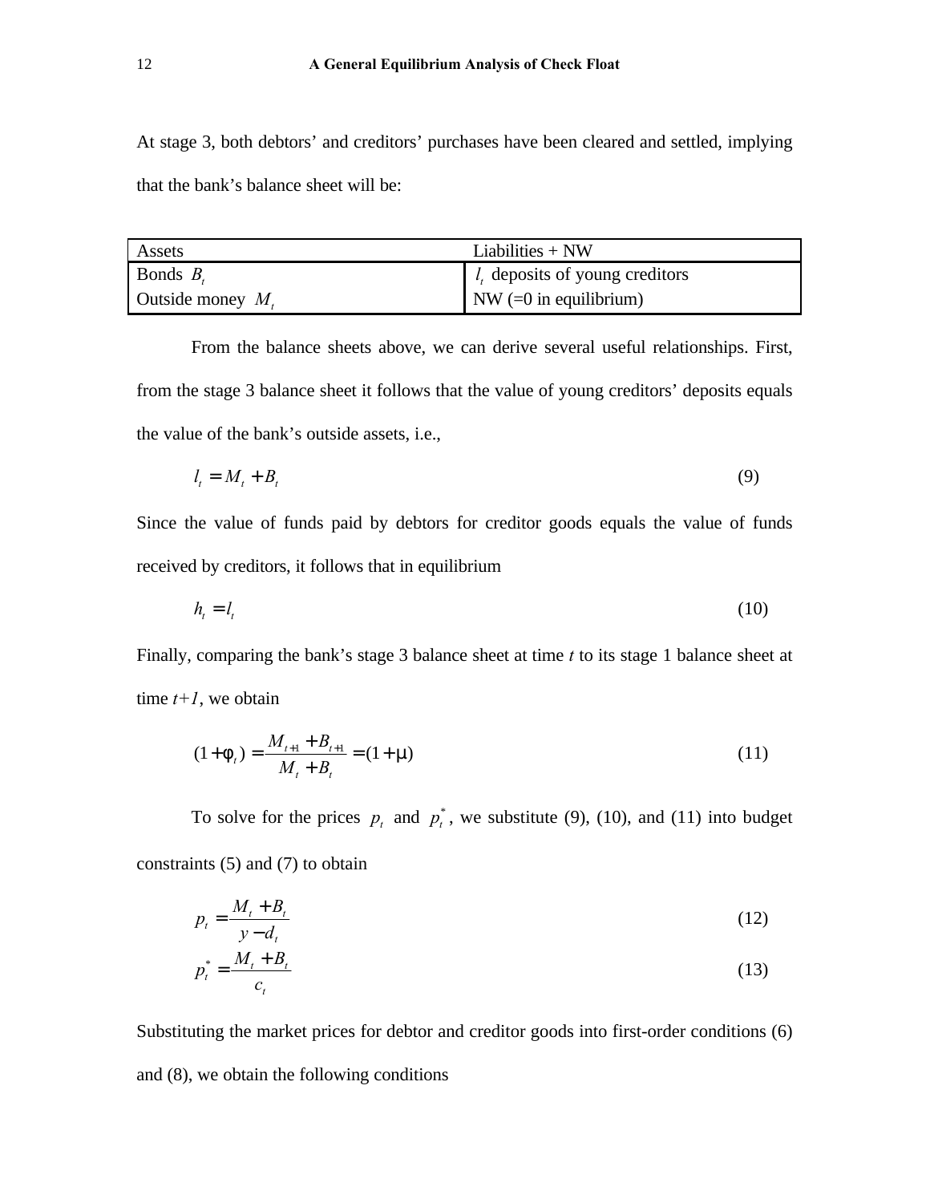At stage 3, both debtors' and creditors' purchases have been cleared and settled, implying that the bank's balance sheet will be:

| Assets | Liabilities + NW |
|---|---|
| Bonds $B_t$ | $l_t$ deposits of young creditors |
| Outside money $M_t$ | NW (=0 in equilibrium) |

From the balance sheets above, we can derive several useful relationships. First, from the stage 3 balance sheet it follows that the value of young creditors' deposits equals the value of the bank's outside assets, i.e.,

$$l_t = M_t + B_t \tag{9}$$

Since the value of funds paid by debtors for creditor goods equals the value of funds received by creditors, it follows that in equilibrium

$$h_t = l_t \tag{10}$$

Finally, comparing the bank's stage 3 balance sheet at time *t* to its stage 1 balance sheet at time *t+1*, we obtain

$$(1+\phi_t) = \frac{M_{t+1} + B_{t+1}}{M_t + B_t} = (1+\mu) \tag{11}$$

To solve for the prices $p_t$ and $p_t^*$, we substitute (9), (10), and (11) into budget constraints (5) and (7) to obtain

$$p_t = \frac{M_t + B_t}{y - d_t} \tag{12}$$

$$p_t^* = \frac{M_t + B_t}{c_t} \tag{13}$$

Substituting the market prices for debtor and creditor goods into first-order conditions (6) and (8), we obtain the following conditions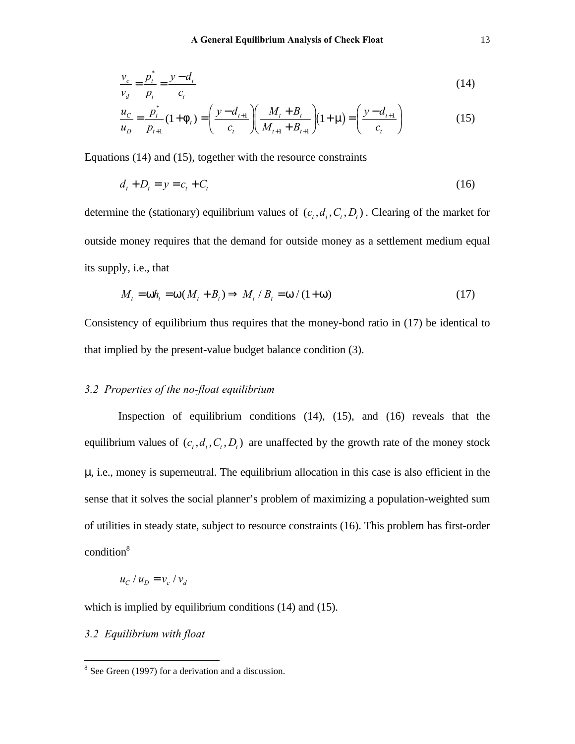$$\frac{v_c}{v_d} = \frac{p_t^*}{p_t} = \frac{y - d_t}{c_t} \tag{14}$$

$$\frac{u_C}{u_D} = \frac{p_t^*}{p_{t+1}}(1+\phi_t) = \left(\frac{y - d_{t+1}}{c_t}\right)\left(\frac{M_t + B_t}{M_{t+1} + B_{t+1}}\right)(1+\mu) = \left(\frac{y - d_{t+1}}{c_t}\right) \tag{15}$$

Equations (14) and (15), together with the resource constraints

$$d_t + D_t = y = c_t + C_t \tag{16}$$

determine the (stationary) equilibrium values of $(c_t, d_t, C_t, D_t)$. Clearing of the market for outside money requires that the demand for outside money as a settlement medium equal its supply, i.e., that

$$M_t = \omega h_t = \omega(M_t + B_t) \Rightarrow M_t / B_t = \omega / (1+\omega) \tag{17}$$

Consistency of equilibrium thus requires that the money-bond ratio in (17) be identical to that implied by the present-value budget balance condition (3).

### *3.2 Properties of the no-float equilibrium*

Inspection of equilibrium conditions (14), (15), and (16) reveals that the equilibrium values of $(c_t, d_t, C_t, D_t)$ are unaffected by the growth rate of the money stock $\mu$, i.e., money is superneutral. The equilibrium allocation in this case is also efficient in the sense that it solves the social planner's problem of maximizing a population-weighted sum of utilities in steady state, subject to resource constraints (16). This problem has first-order condition[8]

$$u_C / u_D = v_c / v_d$$

which is implied by equilibrium conditions (14) and (15).

### *3.2 Equilibrium with float*

[8] See Green (1997) for a derivation and a discussion.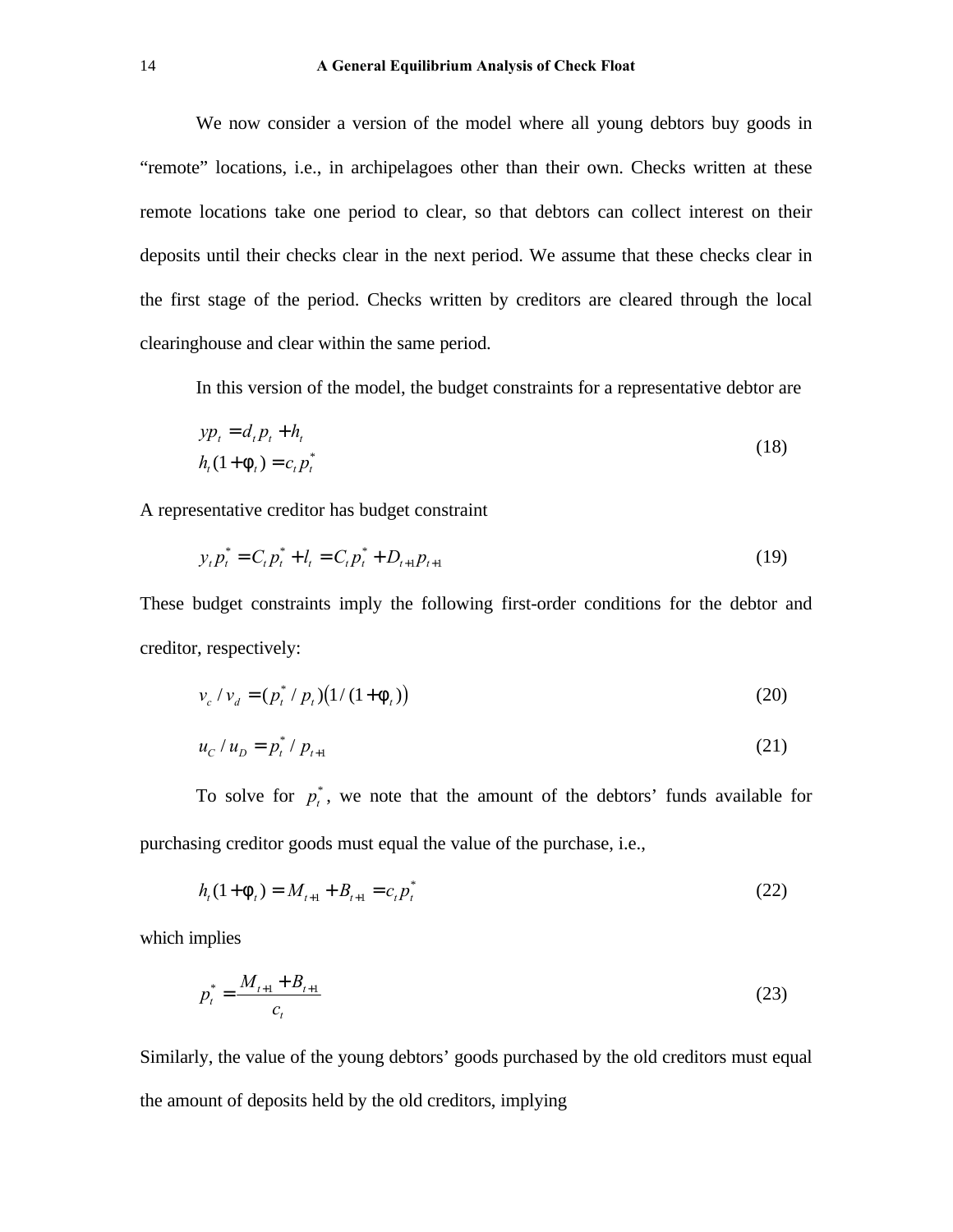We now consider a version of the model where all young debtors buy goods in "remote" locations, i.e., in archipelagoes other than their own. Checks written at these remote locations take one period to clear, so that debtors can collect interest on their deposits until their checks clear in the next period. We assume that these checks clear in the first stage of the period. Checks written by creditors are cleared through the local clearinghouse and clear within the same period.

In this version of the model, the budget constraints for a representative debtor are

$$
\begin{aligned}
yp_t &= d_t p_t + h_t \\
h_t(1+\phi_t) &= c_t p_t^*
\end{aligned}
\tag{18}
$$

A representative creditor has budget constraint

$$
y_t p_t^* = C_t p_t^* + l_t = C_t p_t^* + D_{t+1} p_{t+1} \tag{19}
$$

These budget constraints imply the following first-order conditions for the debtor and creditor, respectively:

$$
v_c / v_d = (p_t^* / p_t)\left(1/(1+\phi_t)\right) \tag{20}
$$

$$
u_C / u_D = p_t^* / p_{t+1} \tag{21}
$$

To solve for $p_t^*$, we note that the amount of the debtors' funds available for purchasing creditor goods must equal the value of the purchase, i.e.,

$$
h_t(1+\phi_t) = M_{t+1} + B_{t+1} = c_t p_t^* \tag{22}
$$

which implies

$$
p_t^* = \frac{M_{t+1} + B_{t+1}}{c_t} \tag{23}
$$

Similarly, the value of the young debtors' goods purchased by the old creditors must equal the amount of deposits held by the old creditors, implying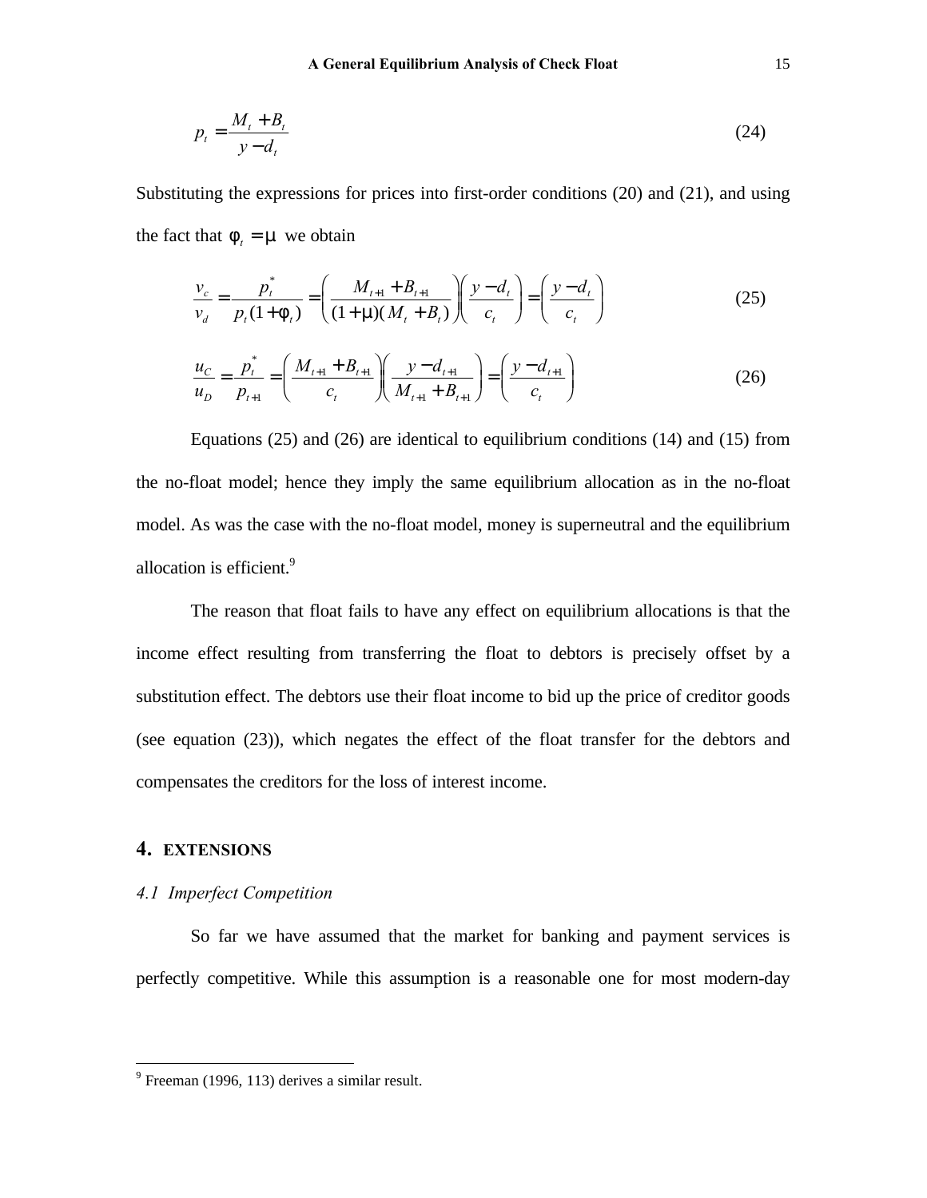$$p_t = \frac{M_t + B_t}{y - d_t} \tag{24}$$

Substituting the expressions for prices into first-order conditions (20) and (21), and using the fact that $\phi_t = \mu$ we obtain

$$\frac{v_c}{v_d} = \frac{p_t^*}{p_t(1+\phi_t)} = \left(\frac{M_{t+1} + B_{t+1}}{(1+\mu)(M_t + B_t)}\right)\left(\frac{y - d_t}{c_t}\right) = \left(\frac{y - d_t}{c_t}\right) \tag{25}$$

$$\frac{u_C}{u_D} = \frac{p_t^*}{p_{t+1}} = \left(\frac{M_{t+1} + B_{t+1}}{c_t}\right)\left(\frac{y - d_{t+1}}{M_{t+1} + B_{t+1}}\right) = \left(\frac{y - d_{t+1}}{c_t}\right) \tag{26}$$

Equations (25) and (26) are identical to equilibrium conditions (14) and (15) from the no-float model; hence they imply the same equilibrium allocation as in the no-float model. As was the case with the no-float model, money is superneutral and the equilibrium allocation is efficient.[9]

The reason that float fails to have any effect on equilibrium allocations is that the income effect resulting from transferring the float to debtors is precisely offset by a substitution effect. The debtors use their float income to bid up the price of creditor goods (see equation (23)), which negates the effect of the float transfer for the debtors and compensates the creditors for the loss of interest income.

## 4. EXTENSIONS

### *4.1 Imperfect Competition*

So far we have assumed that the market for banking and payment services is perfectly competitive. While this assumption is a reasonable one for most modern-day

[9] Freeman (1996, 113) derives a similar result.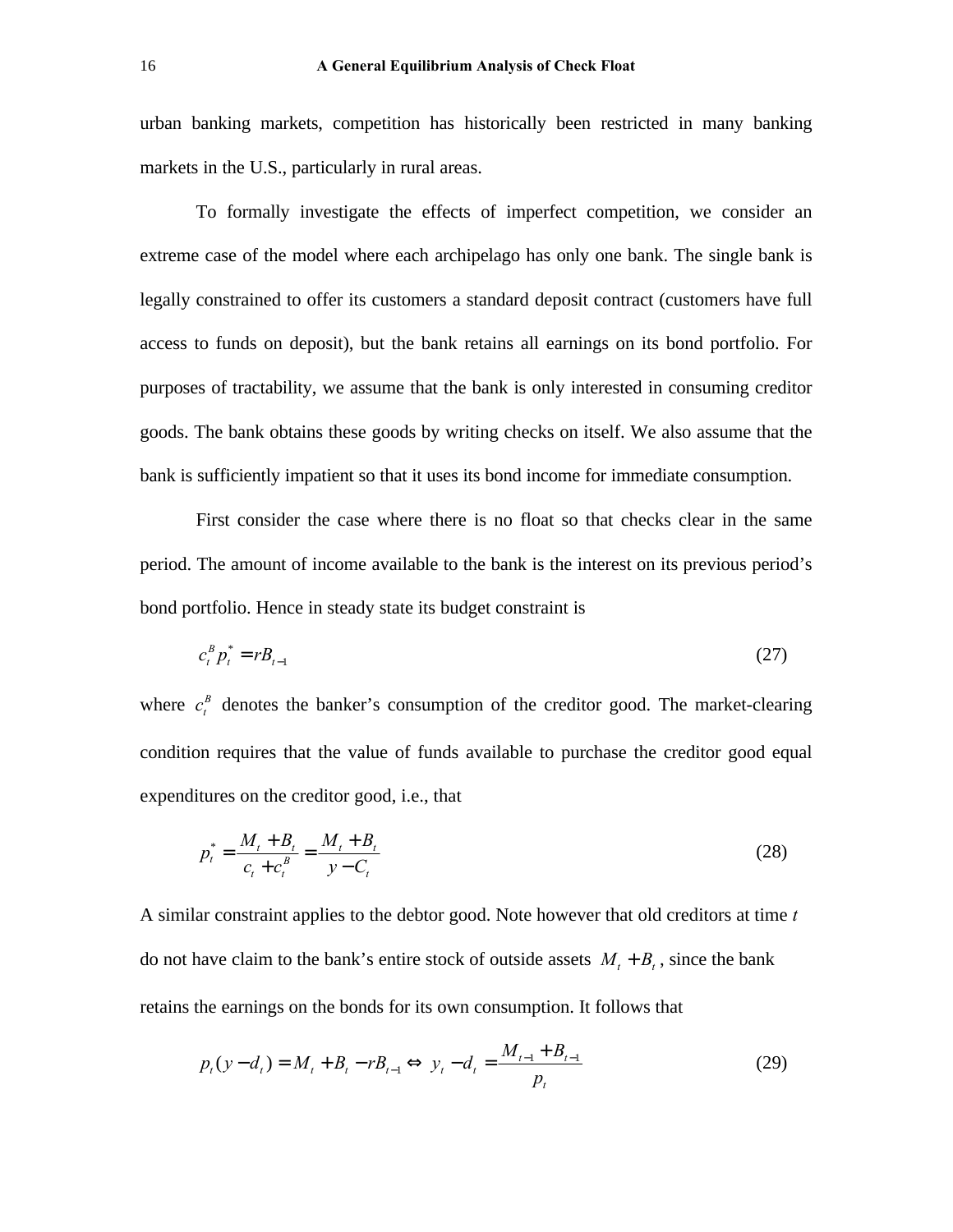urban banking markets, competition has historically been restricted in many banking markets in the U.S., particularly in rural areas.

To formally investigate the effects of imperfect competition, we consider an extreme case of the model where each archipelago has only one bank. The single bank is legally constrained to offer its customers a standard deposit contract (customers have full access to funds on deposit), but the bank retains all earnings on its bond portfolio. For purposes of tractability, we assume that the bank is only interested in consuming creditor goods. The bank obtains these goods by writing checks on itself. We also assume that the bank is sufficiently impatient so that it uses its bond income for immediate consumption.

First consider the case where there is no float so that checks clear in the same period. The amount of income available to the bank is the interest on its previous period's bond portfolio. Hence in steady state its budget constraint is

$$c_t^B p_t^* = rB_{t-1} \tag{27}$$

where $c_t^B$ denotes the banker's consumption of the creditor good. The market-clearing condition requires that the value of funds available to purchase the creditor good equal expenditures on the creditor good, i.e., that

$$p_t^* = \frac{M_t + B_t}{c_t + c_t^B} = \frac{M_t + B_t}{y - C_t} \tag{28}$$

A similar constraint applies to the debtor good. Note however that old creditors at time $t$ do not have claim to the bank's entire stock of outside assets $M_t + B_t$, since the bank retains the earnings on the bonds for its own consumption. It follows that

$$p_t(y - d_t) = M_t + B_t - rB_{t-1} \Leftrightarrow y_t - d_t = \frac{M_{t-1} + B_{t-1}}{p_t} \tag{29}$$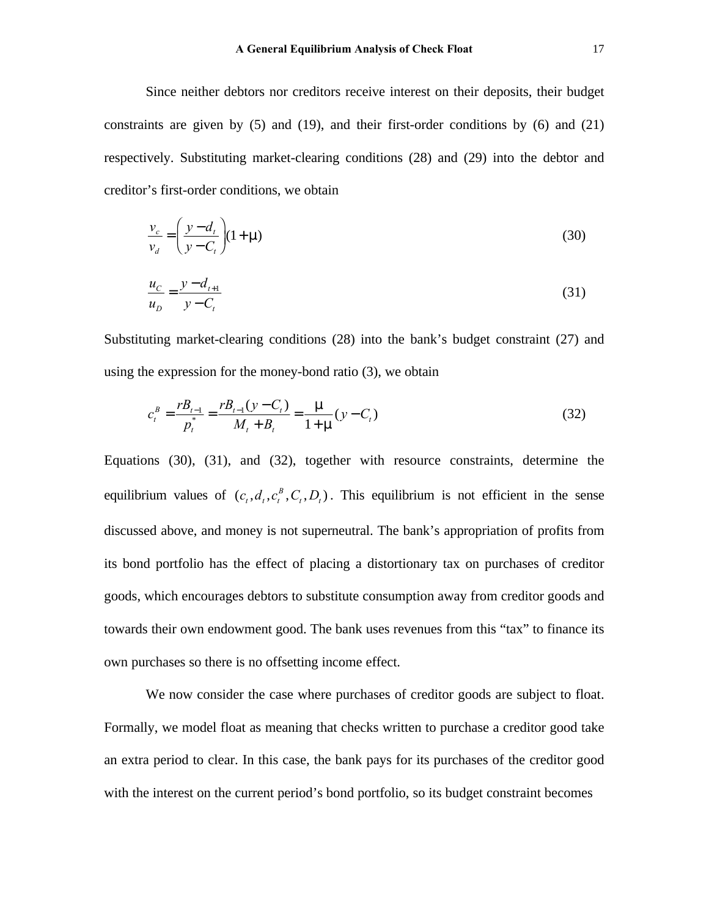Since neither debtors nor creditors receive interest on their deposits, their budget constraints are given by (5) and (19), and their first-order conditions by (6) and (21) respectively. Substituting market-clearing conditions (28) and (29) into the debtor and creditor's first-order conditions, we obtain

$$\frac{v_c}{v_d} = \left(\frac{y - d_t}{y - C_t}\right)(1+\mu) \tag{30}$$

$$\frac{u_C}{u_D} = \frac{y - d_{t+1}}{y - C_t} \tag{31}$$

Substituting market-clearing conditions (28) into the bank's budget constraint (27) and using the expression for the money-bond ratio (3), we obtain

$$c_t^B = \frac{rB_{t-1}}{p_t^*} = \frac{rB_{t-1}(y - C_t)}{M_t + B_t} = \frac{\mu}{1+\mu}(y - C_t) \tag{32}$$

Equations (30), (31), and (32), together with resource constraints, determine the equilibrium values of $(c_t, d_t, c_t^B, C_t, D_t)$. This equilibrium is not efficient in the sense discussed above, and money is not superneutral. The bank's appropriation of profits from its bond portfolio has the effect of placing a distortionary tax on purchases of creditor goods, which encourages debtors to substitute consumption away from creditor goods and towards their own endowment good. The bank uses revenues from this "tax" to finance its own purchases so there is no offsetting income effect.

We now consider the case where purchases of creditor goods are subject to float. Formally, we model float as meaning that checks written to purchase a creditor good take an extra period to clear. In this case, the bank pays for its purchases of the creditor good with the interest on the current period's bond portfolio, so its budget constraint becomes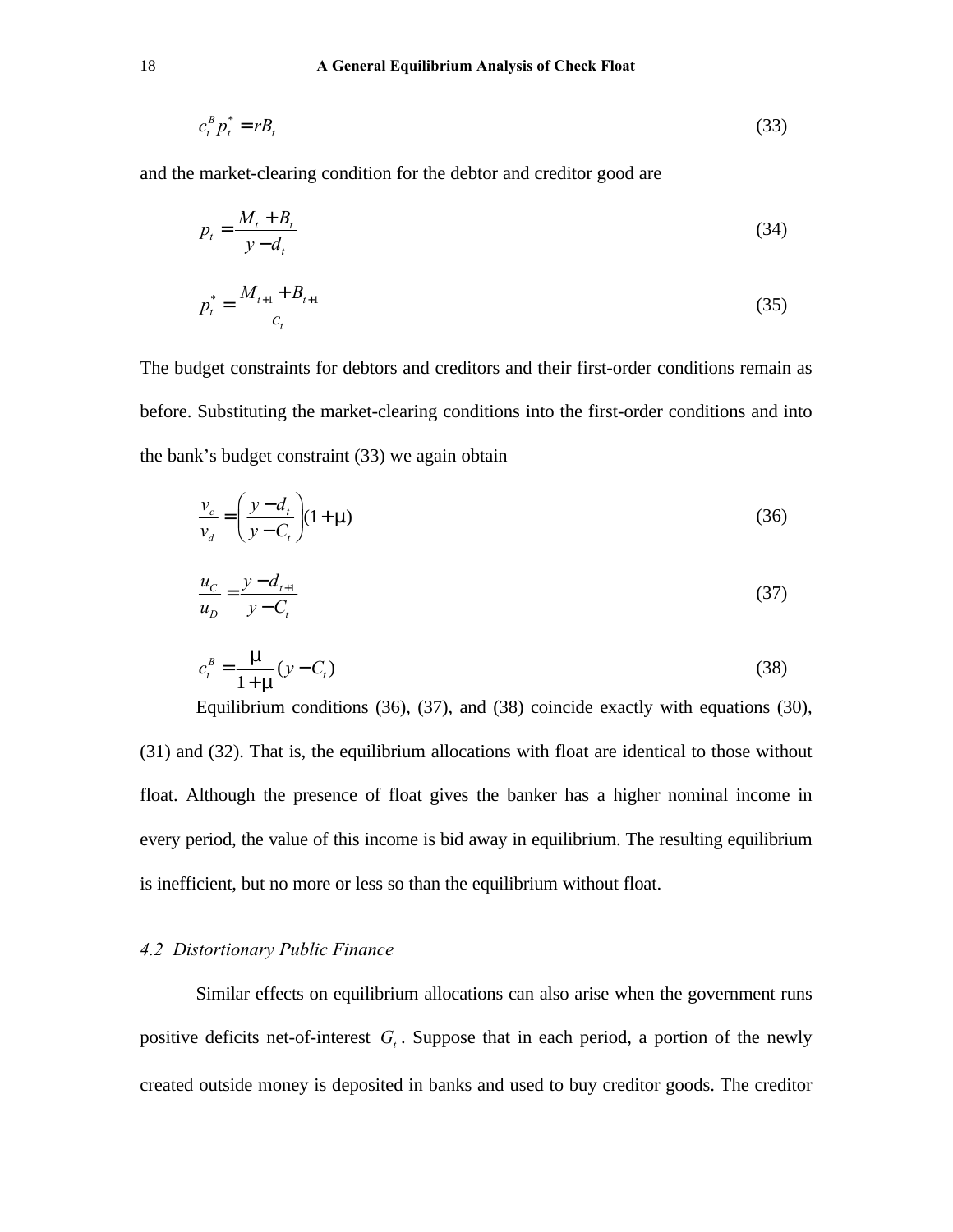$$c_t^B p_t^* = rB_t \tag{33}$$

and the market-clearing condition for the debtor and creditor good are

$$p_t = \frac{M_t + B_t}{y - d_t} \tag{34}$$

$$p_t^* = \frac{M_{t+1} + B_{t+1}}{c_t} \tag{35}$$

The budget constraints for debtors and creditors and their first-order conditions remain as before. Substituting the market-clearing conditions into the first-order conditions and into the bank's budget constraint (33) we again obtain

$$\frac{v_c}{v_d} = \left(\frac{y - d_t}{y - C_t}\right)(1 + \mu) \tag{36}$$

$$\frac{u_C}{u_D} = \frac{y - d_{t+1}}{y - C_t} \tag{37}$$

$$c_t^B = \frac{\mu}{1+\mu}(y - C_t) \tag{38}$$

Equilibrium conditions (36), (37), and (38) coincide exactly with equations (30), (31) and (32). That is, the equilibrium allocations with float are identical to those without float. Although the presence of float gives the banker has a higher nominal income in every period, the value of this income is bid away in equilibrium. The resulting equilibrium is inefficient, but no more or less so than the equilibrium without float.

### *4.2 Distortionary Public Finance*

Similar effects on equilibrium allocations can also arise when the government runs positive deficits net-of-interest $G_t$. Suppose that in each period, a portion of the newly created outside money is deposited in banks and used to buy creditor goods. The creditor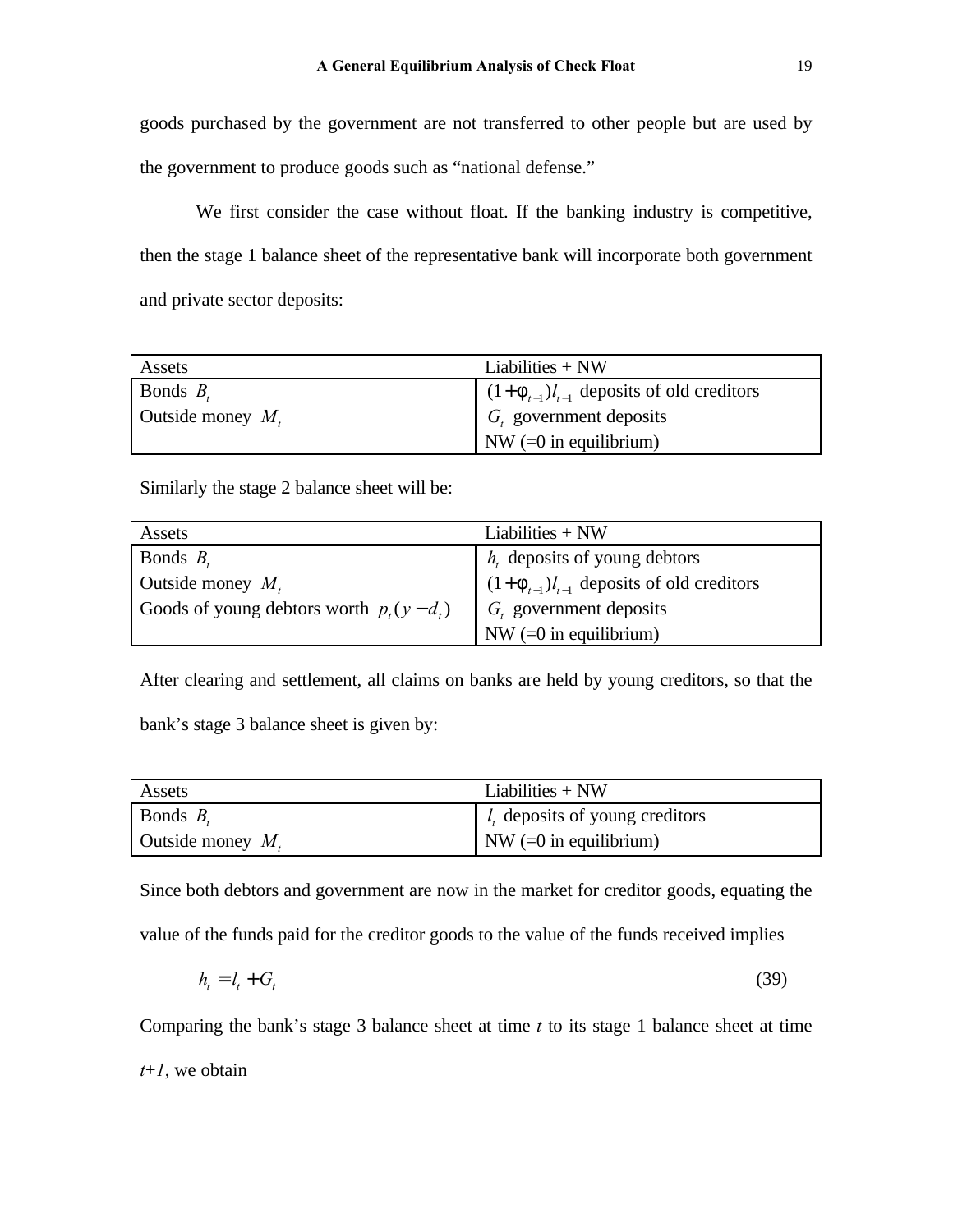goods purchased by the government are not transferred to other people but are used by the government to produce goods such as "national defense."

We first consider the case without float. If the banking industry is competitive, then the stage 1 balance sheet of the representative bank will incorporate both government and private sector deposits:

| Assets | Liabilities + NW |
| --- | --- |
| Bonds $B_t$ | $(1+\phi_{t-1})l_{t-1}$ deposits of old creditors |
| Outside money $M_t$ | $G_t$ government deposits |
| | NW (=0 in equilibrium) |

Similarly the stage 2 balance sheet will be:

| Assets | Liabilities + NW |
| --- | --- |
| Bonds $B_t$ | $h_t$ deposits of young debtors |
| Outside money $M_t$ | $(1+\phi_{t-1})l_{t-1}$ deposits of old creditors |
| Goods of young debtors worth $p_t(y-d_t)$ | $G_t$ government deposits |
| | NW (=0 in equilibrium) |

After clearing and settlement, all claims on banks are held by young creditors, so that the bank's stage 3 balance sheet is given by:

| Assets | Liabilities + NW |
| --- | --- |
| Bonds $B_t$ | $l_t$ deposits of young creditors |
| Outside money $M_t$ | NW (=0 in equilibrium) |

Since both debtors and government are now in the market for creditor goods, equating the value of the funds paid for the creditor goods to the value of the funds received implies

$$h_t = l_t + G_t \tag{39}$$

Comparing the bank's stage 3 balance sheet at time *t* to its stage 1 balance sheet at time *t+1*, we obtain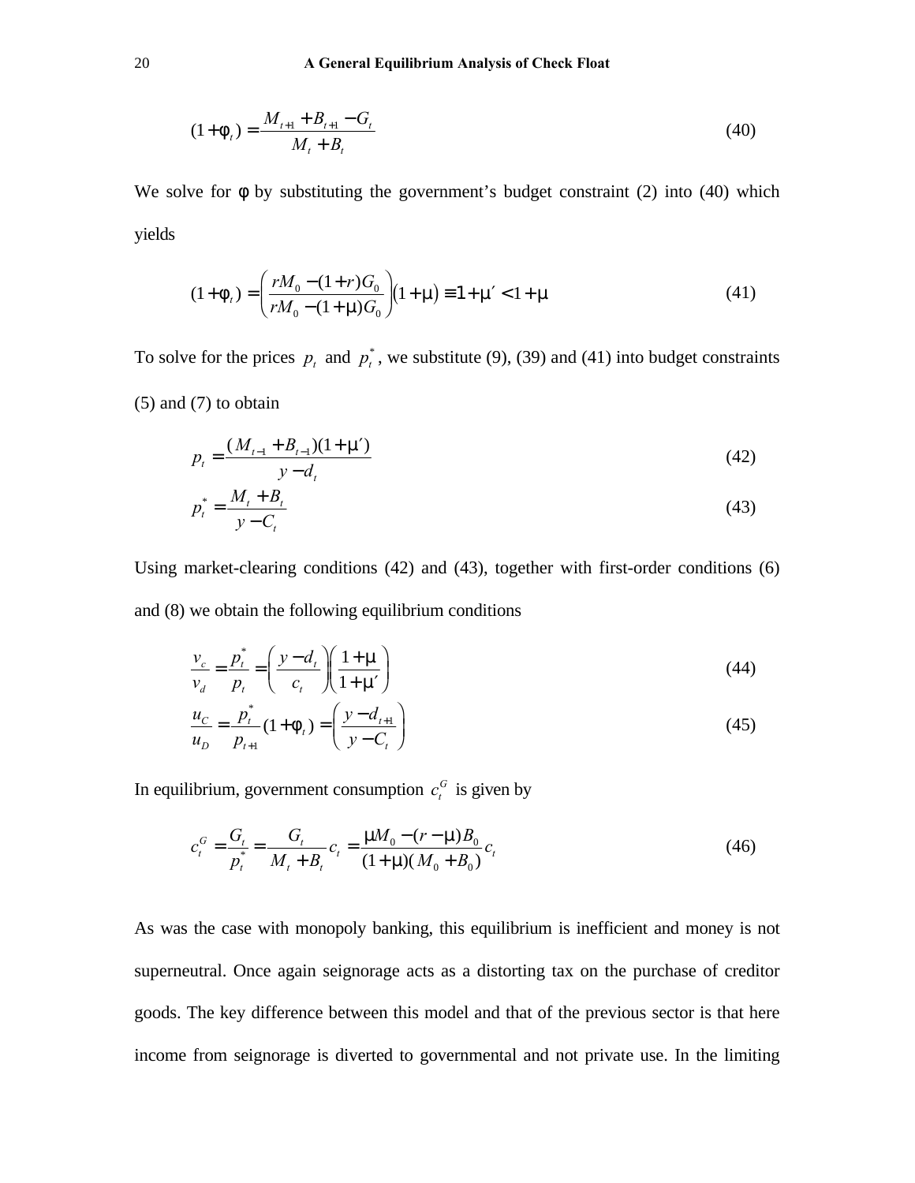$$(1+\phi_t) = \frac{M_{t+1} + B_{t+1} - G_t}{M_t + B_t} \tag{40}$$

We solve for $\phi$ by substituting the government's budget constraint (2) into (40) which yields

$$(1+\phi_t) = \left( \frac{rM_0 - (1+r)G_0}{rM_0 - (1+\mu)G_0} \right)(1+\mu) \equiv 1+\mu' < 1+\mu \tag{41}$$

To solve for the prices $p_t$ and $p_t^*$, we substitute (9), (39) and (41) into budget constraints (5) and (7) to obtain

$$p_t = \frac{(M_{t-1} + B_{t-1})(1+\mu')}{y - d_t} \tag{42}$$

$$p_t^* = \frac{M_t + B_t}{y - C_t} \tag{43}$$

Using market-clearing conditions (42) and (43), together with first-order conditions (6) and (8) we obtain the following equilibrium conditions

$$\frac{v_c}{v_d} = \frac{p_t^*}{p_t} = \left( \frac{y - d_t}{c_t} \right)\left( \frac{1+\mu}{1+\mu'} \right) \tag{44}$$

$$\frac{u_C}{u_D} = \frac{p_t^*}{p_{t+1}}(1+\phi_t) = \left( \frac{y - d_{t+1}}{y - C_t} \right) \tag{45}$$

In equilibrium, government consumption $c_t^G$ is given by

$$c_t^G = \frac{G_t}{p_t^*} = \frac{G_t}{M_t + B_t} c_t = \frac{\mu M_0 - (r-\mu)B_0}{(1+\mu)(M_0 + B_0)} c_t \tag{46}$$

As was the case with monopoly banking, this equilibrium is inefficient and money is not superneutral. Once again seignorage acts as a distorting tax on the purchase of creditor goods. The key difference between this model and that of the previous sector is that here income from seignorage is diverted to governmental and not private use. In the limiting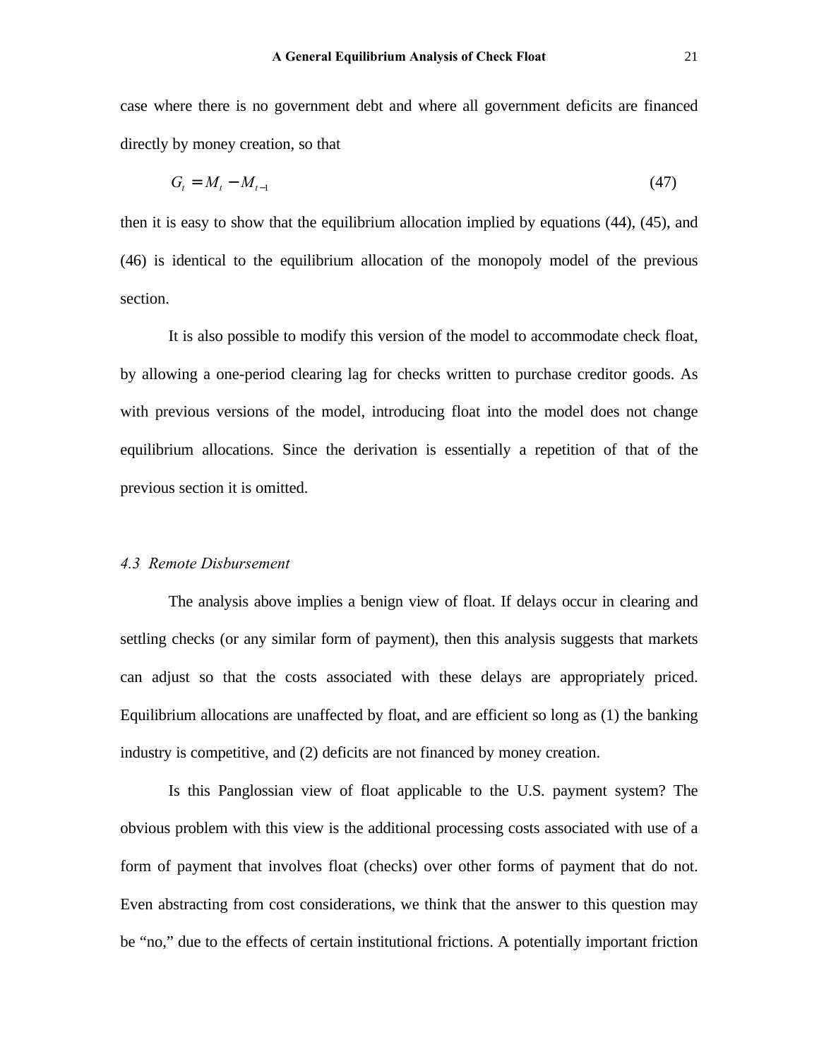case where there is no government debt and where all government deficits are financed directly by money creation, so that

$$G_t = M_t - M_{t-1} \tag{47}$$

then it is easy to show that the equilibrium allocation implied by equations (44), (45), and (46) is identical to the equilibrium allocation of the monopoly model of the previous section.

It is also possible to modify this version of the model to accommodate check float, by allowing a one-period clearing lag for checks written to purchase creditor goods. As with previous versions of the model, introducing float into the model does not change equilibrium allocations. Since the derivation is essentially a repetition of that of the previous section it is omitted.

### *4.3 Remote Disbursement*

The analysis above implies a benign view of float. If delays occur in clearing and settling checks (or any similar form of payment), then this analysis suggests that markets can adjust so that the costs associated with these delays are appropriately priced. Equilibrium allocations are unaffected by float, and are efficient so long as (1) the banking industry is competitive, and (2) deficits are not financed by money creation.

Is this Panglossian view of float applicable to the U.S. payment system? The obvious problem with this view is the additional processing costs associated with use of a form of payment that involves float (checks) over other forms of payment that do not. Even abstracting from cost considerations, we think that the answer to this question may be "no," due to the effects of certain institutional frictions. A potentially important friction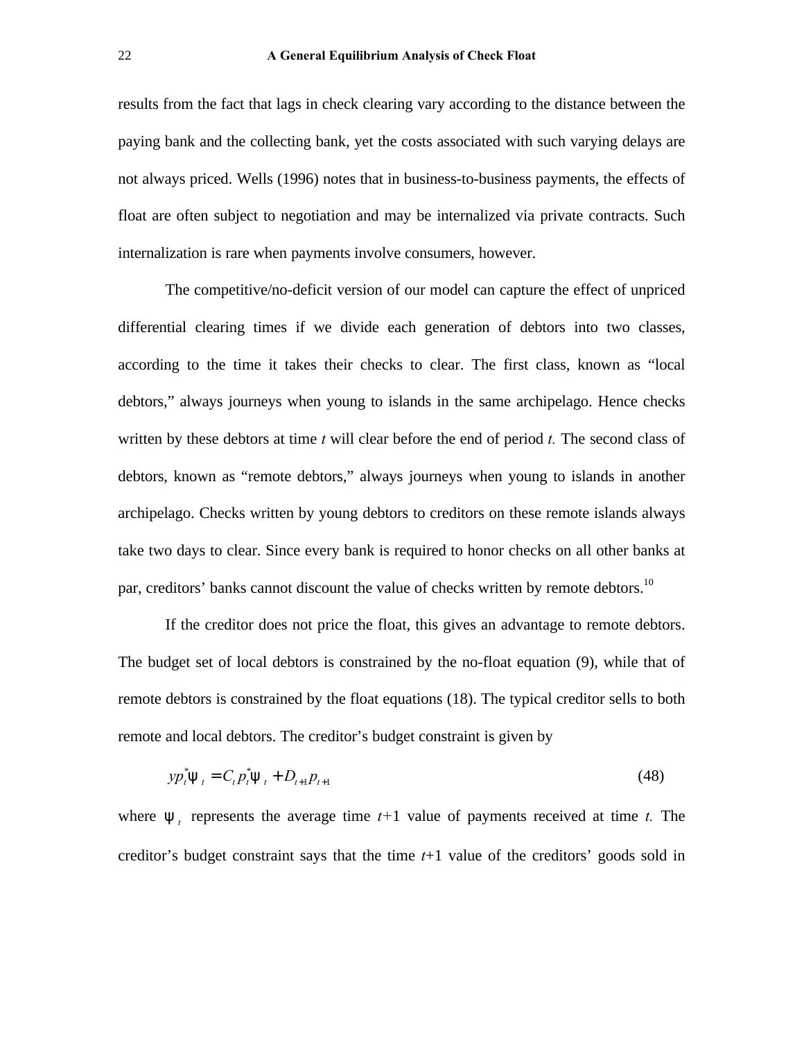results from the fact that lags in check clearing vary according to the distance between the paying bank and the collecting bank, yet the costs associated with such varying delays are not always priced. Wells (1996) notes that in business-to-business payments, the effects of float are often subject to negotiation and may be internalized via private contracts. Such internalization is rare when payments involve consumers, however.

The competitive/no-deficit version of our model can capture the effect of unpriced differential clearing times if we divide each generation of debtors into two classes, according to the time it takes their checks to clear. The first class, known as "local debtors," always journeys when young to islands in the same archipelago. Hence checks written by these debtors at time *t* will clear before the end of period *t.* The second class of debtors, known as "remote debtors," always journeys when young to islands in another archipelago. Checks written by young debtors to creditors on these remote islands always take two days to clear. Since every bank is required to honor checks on all other banks at par, creditors' banks cannot discount the value of checks written by remote debtors.[10]

If the creditor does not price the float, this gives an advantage to remote debtors. The budget set of local debtors is constrained by the no-float equation (9), while that of remote debtors is constrained by the float equations (18). The typical creditor sells to both remote and local debtors. The creditor's budget constraint is given by

$$y p_t^* \psi_t = C_t p_t^* \psi_t + D_{t+1} p_{t+1} \tag{48}$$

where $\psi_t$ represents the average time *t*+1 value of payments received at time *t.* The creditor's budget constraint says that the time *t*+1 value of the creditors' goods sold in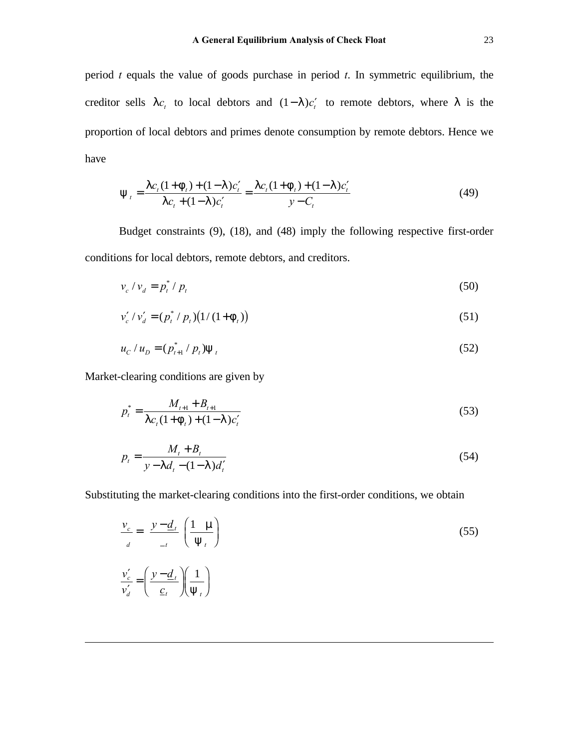period $t$ equals the value of goods purchase in period $t$. In symmetric equilibrium, the creditor sells $\lambda c_t$ to local debtors and $(1-\lambda)c'_t$ to remote debtors, where $\lambda$ is the proportion of local debtors and primes denote consumption by remote debtors. Hence we have

$$\psi_t = \frac{\lambda c_t(1+\phi_t) + (1-\lambda)c'_t}{\lambda c_t + (1-\lambda)c'_t} = \frac{\lambda c_t(1+\phi_t) + (1-\lambda)c'_t}{y - C_t} \tag{49}$$

Budget constraints (9), (18), and (48) imply the following respective first-order conditions for local debtors, remote debtors, and creditors.

$$v_c / v_d = p_t^* / p_t \tag{50}$$

$$v'_c / v'_d = (p_t^* / p_t)\big(1/(1+\phi_t)\big) \tag{51}$$

$$u_C / u_D = (p_{t+1}^* / p_t)\psi_t \tag{52}$$

Market-clearing conditions are given by

$$p_t^* = \frac{M_{t+1} + B_{t+1}}{\lambda c_t(1+\phi_t) + (1-\lambda)c'_t} \tag{53}$$

$$p_t = \frac{M_t + B_t}{y - \lambda d_t - (1-\lambda)d'_t} \tag{54}$$

Substituting the market-clearing conditions into the first-order conditions, we obtain

$$\frac{v_c}{{}_d} = \frac{y - \underline{d}_t}{{}_{\_t}} \left(\frac{1 \quad \mu}{\psi_t}\right) \tag{55}$$

$$\frac{v'_c}{v'_d} = \left(\frac{y - \underline{d}_t}{\underline{c}_t}\right)\left(\frac{1}{\psi_t}\right)$$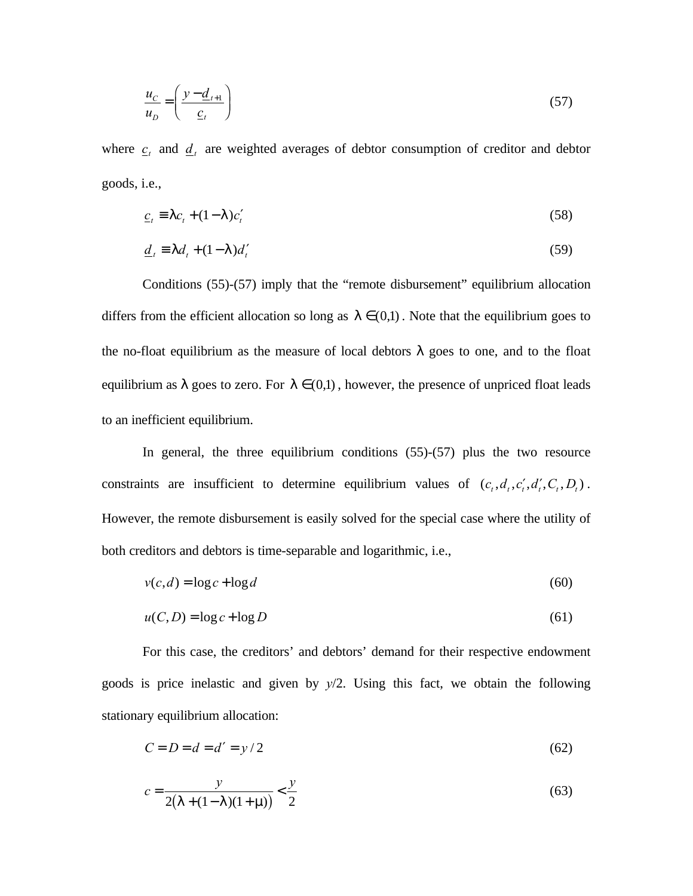$$\frac{u_C}{u_D} = \left( \frac{y - \underline{d}_{t+1}}{\underline{c}_t} \right) \tag{57}$$

where $\underline{c}_t$ and $\underline{d}_t$ are weighted averages of debtor consumption of creditor and debtor goods, i.e.,

$$\underline{c}_t \equiv \lambda c_t + (1-\lambda) c_t' \tag{58}$$

$$\underline{d}_t \equiv \lambda d_t + (1-\lambda) d_t' \tag{59}$$

Conditions (55)-(57) imply that the "remote disbursement" equilibrium allocation differs from the efficient allocation so long as $\lambda \in (0,1)$. Note that the equilibrium goes to the no-float equilibrium as the measure of local debtors $\lambda$ goes to one, and to the float equilibrium as $\lambda$ goes to zero. For $\lambda \in (0,1)$, however, the presence of unpriced float leads to an inefficient equilibrium.

In general, the three equilibrium conditions (55)-(57) plus the two resource constraints are insufficient to determine equilibrium values of $(c_t, d_t, c_t', d_t', C_t, D_t)$. However, the remote disbursement is easily solved for the special case where the utility of both creditors and debtors is time-separable and logarithmic, i.e.,

$$v(c,d) = \log c + \log d \tag{60}$$

$$u(C,D) = \log c + \log D \tag{61}$$

For this case, the creditors' and debtors' demand for their respective endowment goods is price inelastic and given by $y/2$. Using this fact, we obtain the following stationary equilibrium allocation:

$$C = D = d = d' = y/2 \tag{62}$$

$$c = \frac{y}{2\big(\lambda + (1-\lambda)(1+\mu)\big)} < \frac{y}{2} \tag{63}$$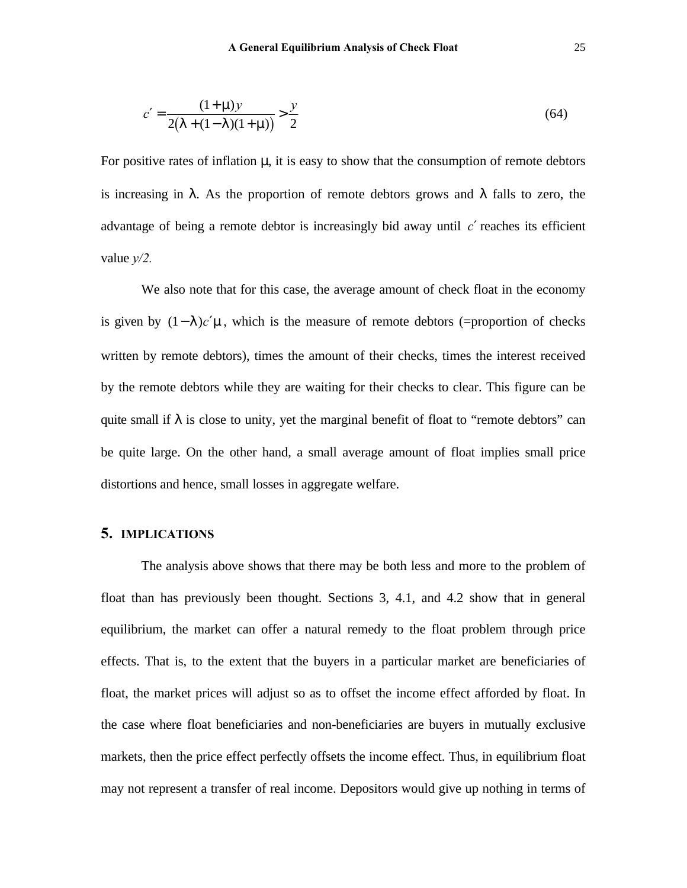$$c' = \frac{(1+\mu)y}{2\left(\lambda + (1-\lambda)(1+\mu)\right)} > \frac{y}{2} \tag{64}$$

For positive rates of inflation $\mu$, it is easy to show that the consumption of remote debtors is increasing in $\lambda$. As the proportion of remote debtors grows and $\lambda$ falls to zero, the advantage of being a remote debtor is increasingly bid away until $c'$ reaches its efficient value *y/2*.

We also note that for this case, the average amount of check float in the economy is given by $(1-\lambda)c'\mu$, which is the measure of remote debtors (=proportion of checks written by remote debtors), times the amount of their checks, times the interest received by the remote debtors while they are waiting for their checks to clear. This figure can be quite small if $\lambda$ is close to unity, yet the marginal benefit of float to "remote debtors" can be quite large. On the other hand, a small average amount of float implies small price distortions and hence, small losses in aggregate welfare.

## 5. IMPLICATIONS

The analysis above shows that there may be both less and more to the problem of float than has previously been thought. Sections 3, 4.1, and 4.2 show that in general equilibrium, the market can offer a natural remedy to the float problem through price effects. That is, to the extent that the buyers in a particular market are beneficiaries of float, the market prices will adjust so as to offset the income effect afforded by float. In the case where float beneficiaries and non-beneficiaries are buyers in mutually exclusive markets, then the price effect perfectly offsets the income effect. Thus, in equilibrium float may not represent a transfer of real income. Depositors would give up nothing in terms of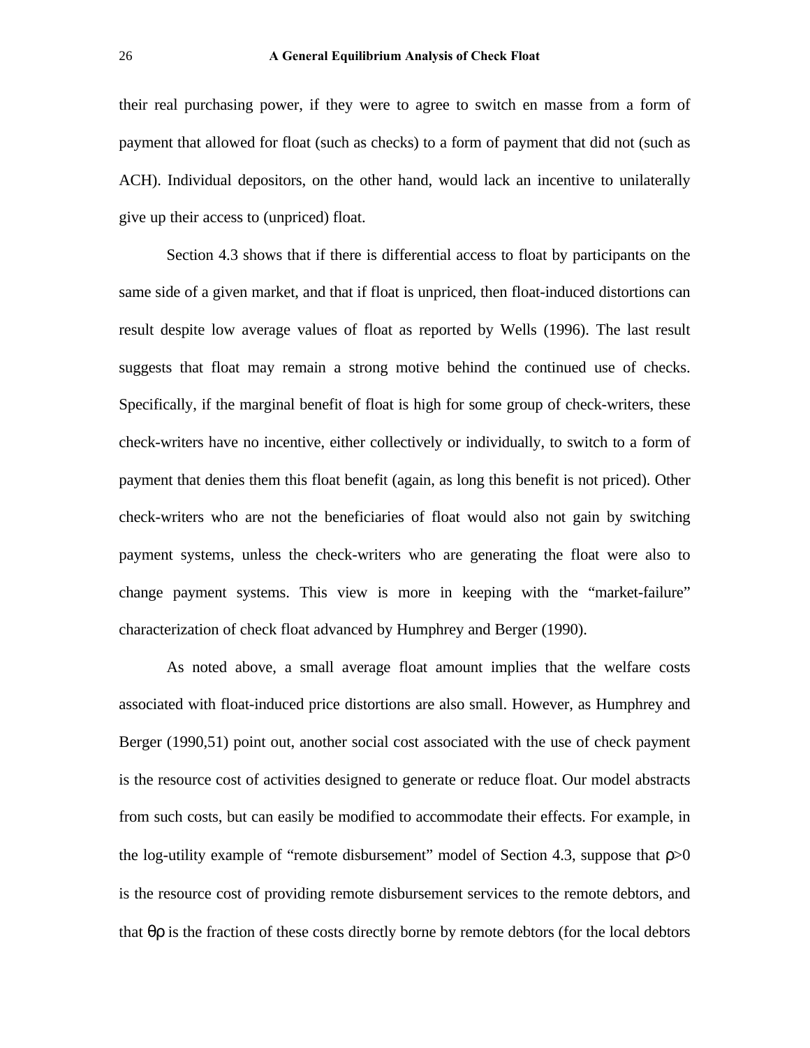their real purchasing power, if they were to agree to switch en masse from a form of payment that allowed for float (such as checks) to a form of payment that did not (such as ACH). Individual depositors, on the other hand, would lack an incentive to unilaterally give up their access to (unpriced) float.

Section 4.3 shows that if there is differential access to float by participants on the same side of a given market, and that if float is unpriced, then float-induced distortions can result despite low average values of float as reported by Wells (1996). The last result suggests that float may remain a strong motive behind the continued use of checks. Specifically, if the marginal benefit of float is high for some group of check-writers, these check-writers have no incentive, either collectively or individually, to switch to a form of payment that denies them this float benefit (again, as long this benefit is not priced). Other check-writers who are not the beneficiaries of float would also not gain by switching payment systems, unless the check-writers who are generating the float were also to change payment systems. This view is more in keeping with the "market-failure" characterization of check float advanced by Humphrey and Berger (1990).

As noted above, a small average float amount implies that the welfare costs associated with float-induced price distortions are also small. However, as Humphrey and Berger (1990,51) point out, another social cost associated with the use of check payment is the resource cost of activities designed to generate or reduce float. Our model abstracts from such costs, but can easily be modified to accommodate their effects. For example, in the log-utility example of "remote disbursement" model of Section 4.3, suppose that $\rho>0$ is the resource cost of providing remote disbursement services to the remote debtors, and that $\theta\rho$ is the fraction of these costs directly borne by remote debtors (for the local debtors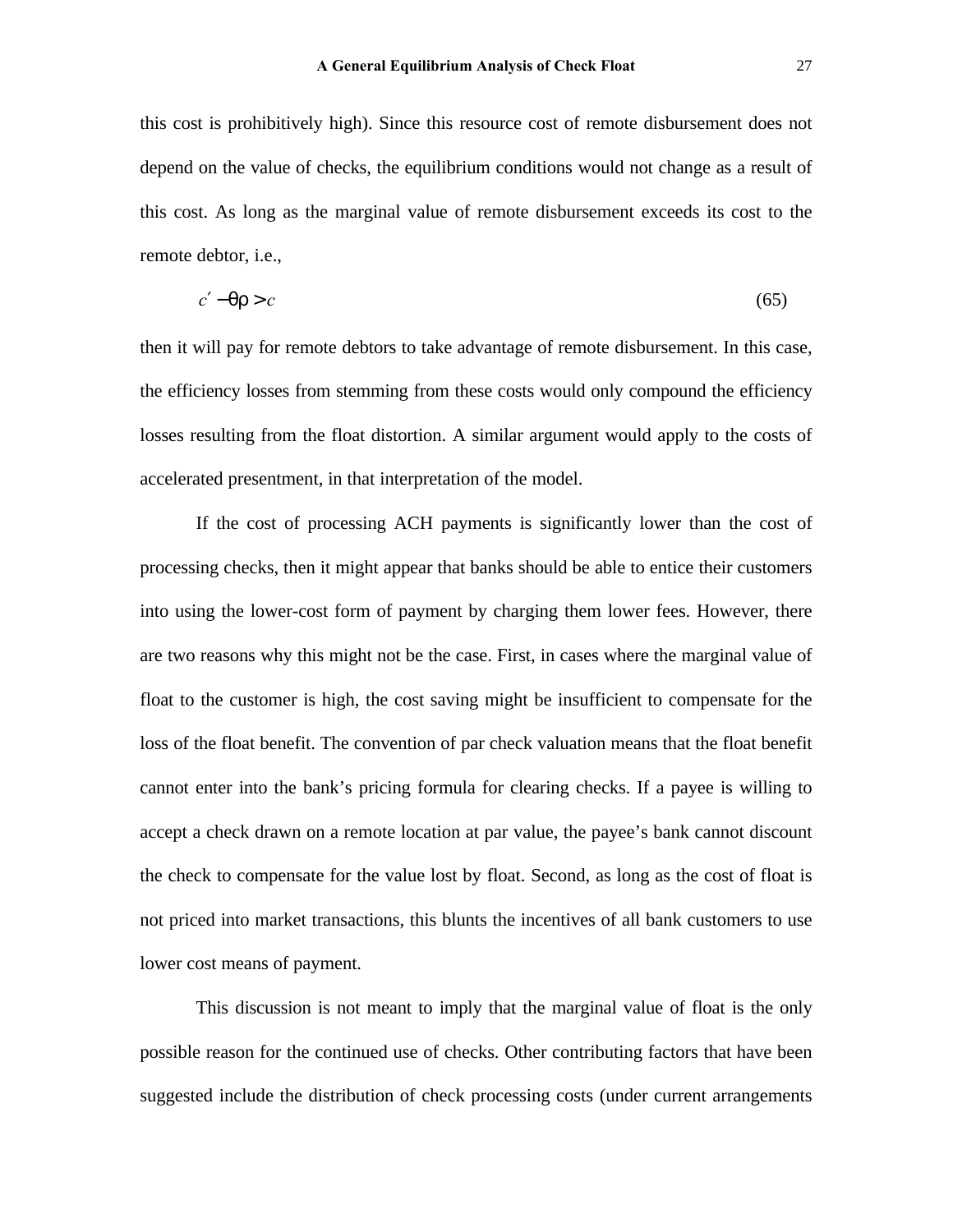this cost is prohibitively high). Since this resource cost of remote disbursement does not depend on the value of checks, the equilibrium conditions would not change as a result of this cost. As long as the marginal value of remote disbursement exceeds its cost to the remote debtor, i.e.,

$$c' - \theta\rho > c \tag{65}$$

then it will pay for remote debtors to take advantage of remote disbursement. In this case, the efficiency losses from stemming from these costs would only compound the efficiency losses resulting from the float distortion. A similar argument would apply to the costs of accelerated presentment, in that interpretation of the model.

If the cost of processing ACH payments is significantly lower than the cost of processing checks, then it might appear that banks should be able to entice their customers into using the lower-cost form of payment by charging them lower fees. However, there are two reasons why this might not be the case. First, in cases where the marginal value of float to the customer is high, the cost saving might be insufficient to compensate for the loss of the float benefit. The convention of par check valuation means that the float benefit cannot enter into the bank's pricing formula for clearing checks. If a payee is willing to accept a check drawn on a remote location at par value, the payee's bank cannot discount the check to compensate for the value lost by float. Second, as long as the cost of float is not priced into market transactions, this blunts the incentives of all bank customers to use lower cost means of payment.

This discussion is not meant to imply that the marginal value of float is the only possible reason for the continued use of checks. Other contributing factors that have been suggested include the distribution of check processing costs (under current arrangements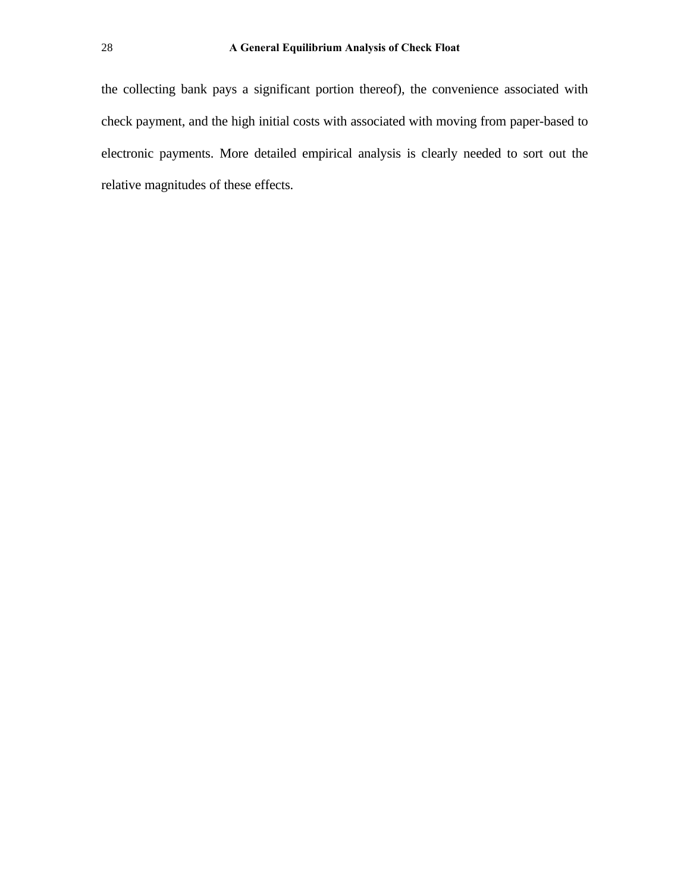the collecting bank pays a significant portion thereof), the convenience associated with check payment, and the high initial costs with associated with moving from paper-based to electronic payments. More detailed empirical analysis is clearly needed to sort out the relative magnitudes of these effects.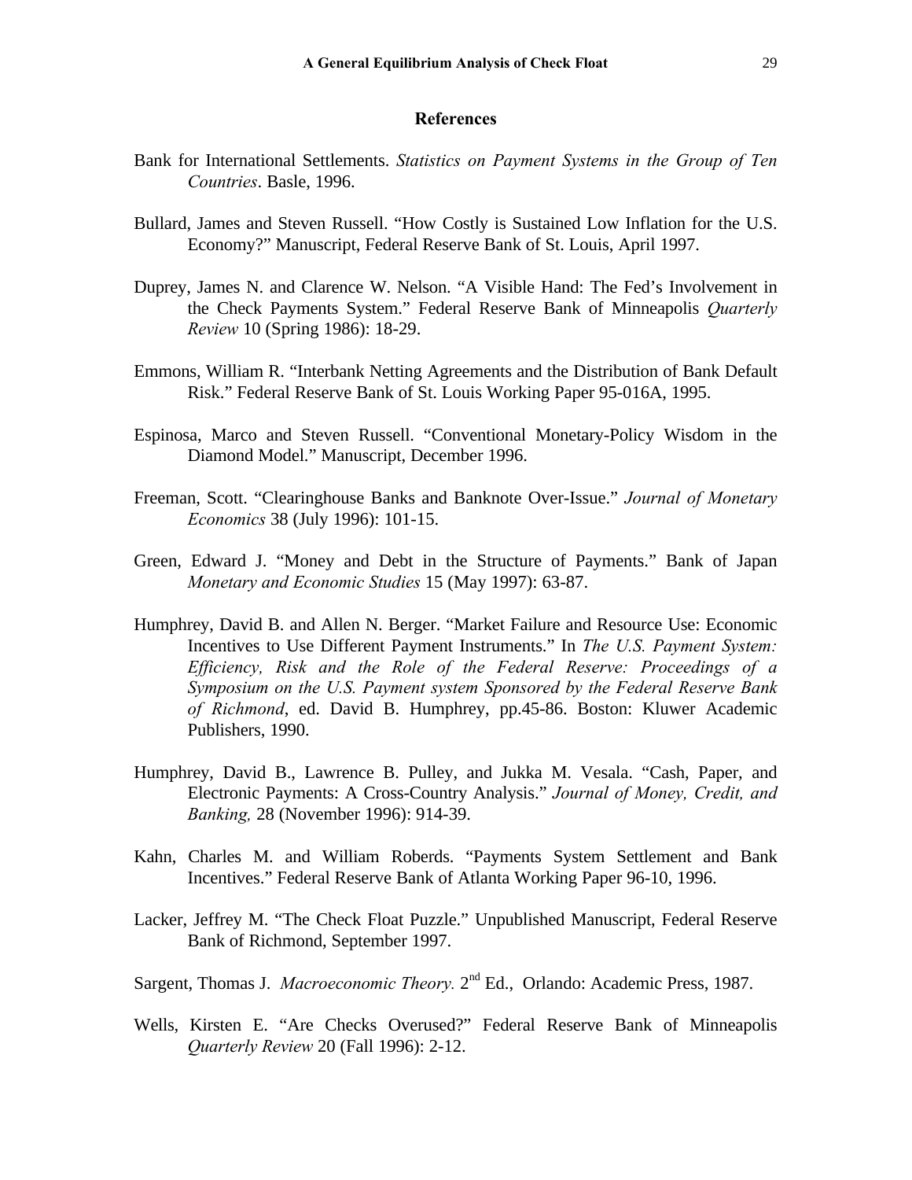## References

Bank for International Settlements. *Statistics on Payment Systems in the Group of Ten Countries*. Basle, 1996.

Bullard, James and Steven Russell. "How Costly is Sustained Low Inflation for the U.S. Economy?" Manuscript, Federal Reserve Bank of St. Louis, April 1997.

Duprey, James N. and Clarence W. Nelson. "A Visible Hand: The Fed's Involvement in the Check Payments System." Federal Reserve Bank of Minneapolis *Quarterly Review* 10 (Spring 1986): 18-29.

Emmons, William R. "Interbank Netting Agreements and the Distribution of Bank Default Risk." Federal Reserve Bank of St. Louis Working Paper 95-016A, 1995.

Espinosa, Marco and Steven Russell. "Conventional Monetary-Policy Wisdom in the Diamond Model." Manuscript, December 1996.

Freeman, Scott. "Clearinghouse Banks and Banknote Over-Issue." *Journal of Monetary Economics* 38 (July 1996): 101-15.

Green, Edward J. "Money and Debt in the Structure of Payments." Bank of Japan *Monetary and Economic Studies* 15 (May 1997): 63-87.

Humphrey, David B. and Allen N. Berger. "Market Failure and Resource Use: Economic Incentives to Use Different Payment Instruments." In *The U.S. Payment System: Efficiency, Risk and the Role of the Federal Reserve: Proceedings of a Symposium on the U.S. Payment system Sponsored by the Federal Reserve Bank of Richmond*, ed. David B. Humphrey, pp.45-86. Boston: Kluwer Academic Publishers, 1990.

Humphrey, David B., Lawrence B. Pulley, and Jukka M. Vesala. "Cash, Paper, and Electronic Payments: A Cross-Country Analysis." *Journal of Money, Credit, and Banking,* 28 (November 1996): 914-39.

Kahn, Charles M. and William Roberds. "Payments System Settlement and Bank Incentives." Federal Reserve Bank of Atlanta Working Paper 96-10, 1996.

Lacker, Jeffrey M. "The Check Float Puzzle." Unpublished Manuscript, Federal Reserve Bank of Richmond, September 1997.

Sargent, Thomas J. *Macroeconomic Theory.* 2nd Ed., Orlando: Academic Press, 1987.

Wells, Kirsten E. "Are Checks Overused?" Federal Reserve Bank of Minneapolis *Quarterly Review* 20 (Fall 1996): 2-12.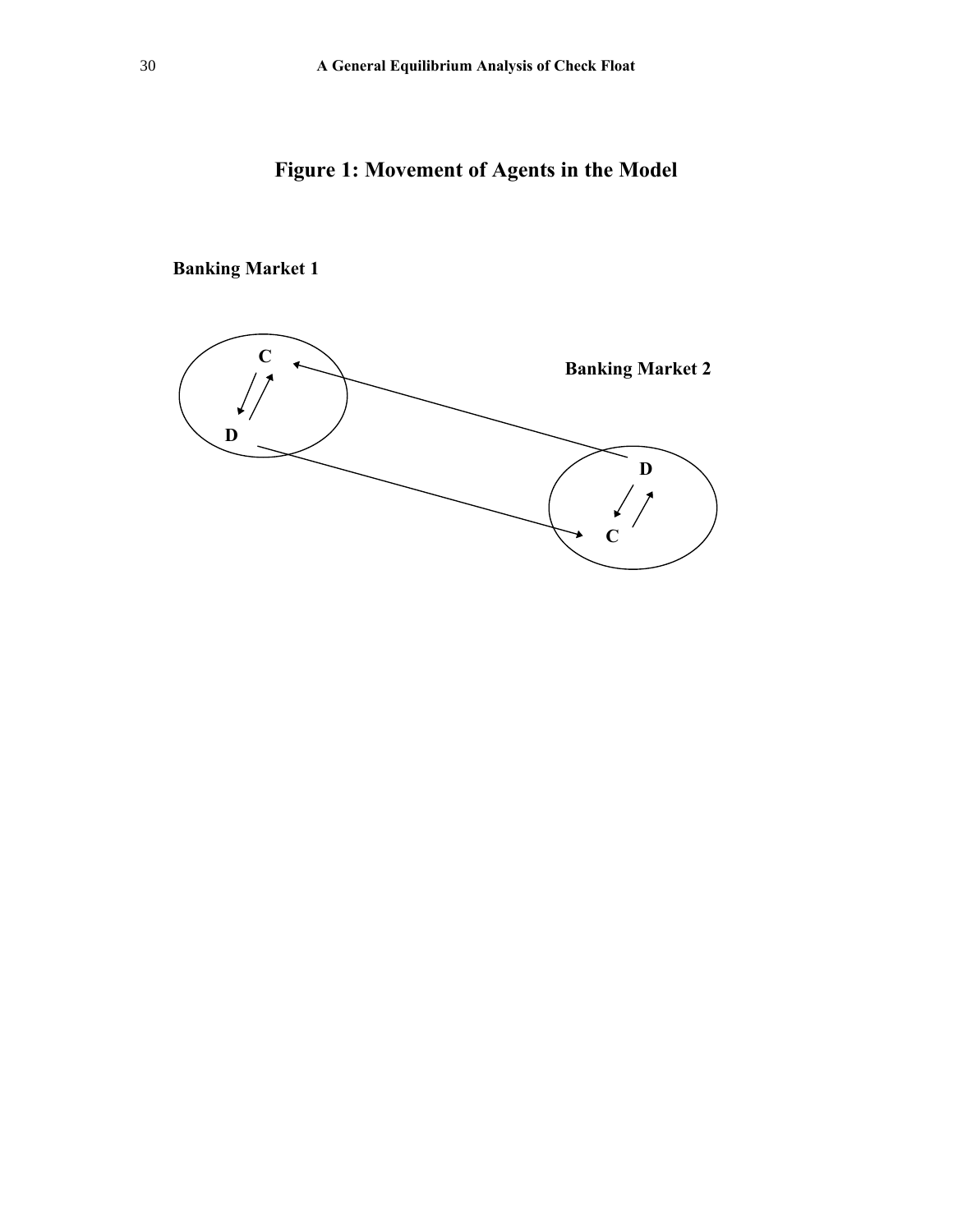# Figure 1: Movement of Agents in the Model

Banking Market 1

C

D

Banking Market 2

D

C